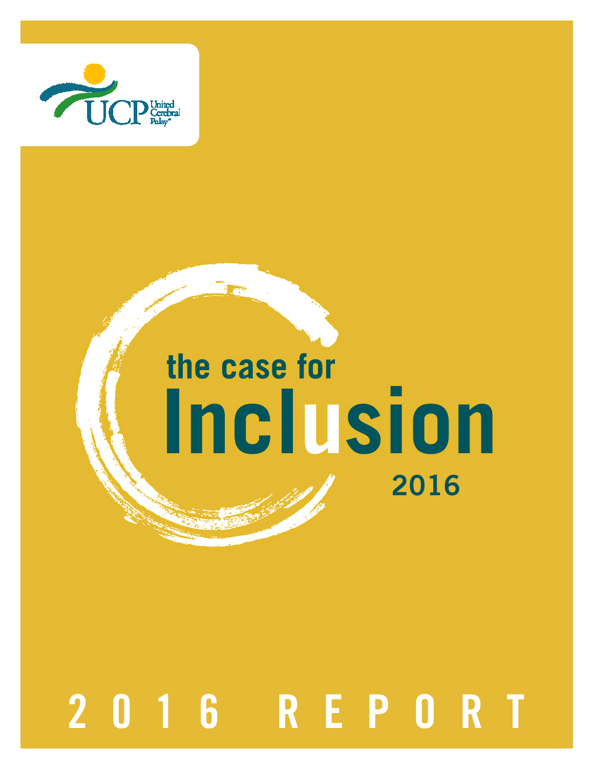UCP United Cerebral Palsy

# the case for Inclusion 2016

## 2016 REPORT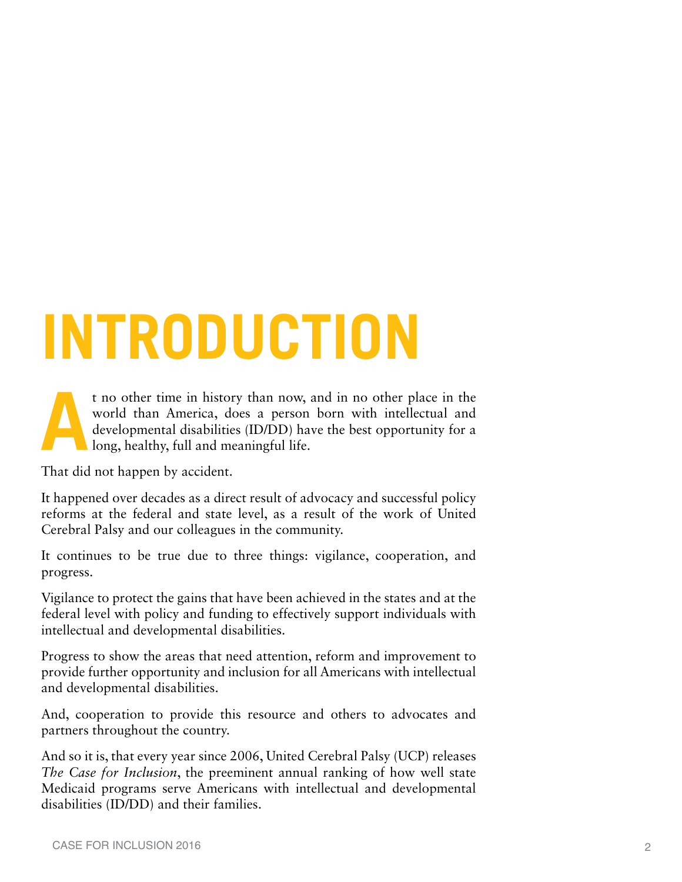# INTRODUCTION

At no other time in history than now, and in no other place in the world than America, does a person born with intellectual and developmental disabilities (ID/DD) have the best opportunity for a long, healthy, full and meaningful life.

That did not happen by accident.

It happened over decades as a direct result of advocacy and successful policy reforms at the federal and state level, as a result of the work of United Cerebral Palsy and our colleagues in the community.

It continues to be true due to three things: vigilance, cooperation, and progress.

Vigilance to protect the gains that have been achieved in the states and at the federal level with policy and funding to effectively support individuals with intellectual and developmental disabilities.

Progress to show the areas that need attention, reform and improvement to provide further opportunity and inclusion for all Americans with intellectual and developmental disabilities.

And, cooperation to provide this resource and others to advocates and partners throughout the country.

And so it is, that every year since 2006, United Cerebral Palsy (UCP) releases *The Case for Inclusion*, the preeminent annual ranking of how well state Medicaid programs serve Americans with intellectual and developmental disabilities (ID/DD) and their families.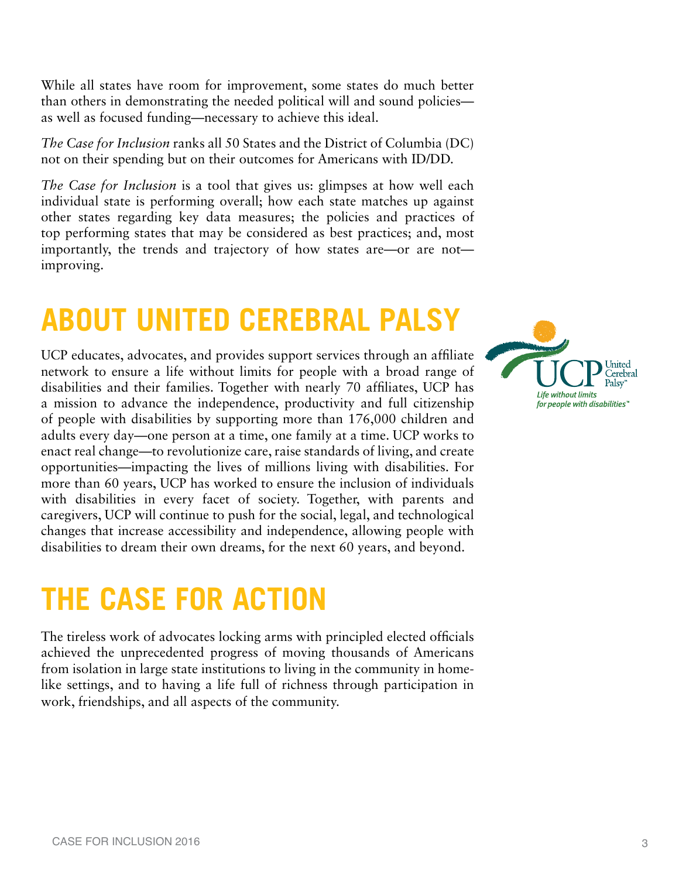While all states have room for improvement, some states do much better than others in demonstrating the needed political will and sound policies—as well as focused funding—necessary to achieve this ideal.

*The Case for Inclusion* ranks all 50 States and the District of Columbia (DC) not on their spending but on their outcomes for Americans with ID/DD.

*The Case for Inclusion* is a tool that gives us: glimpses at how well each individual state is performing overall; how each state matches up against other states regarding key data measures; the policies and practices of top performing states that may be considered as best practices; and, most importantly, the trends and trajectory of how states are—or are not—improving.

# ABOUT UNITED CEREBRAL PALSY

UCP educates, advocates, and provides support services through an affiliate network to ensure a life without limits for people with a broad range of disabilities and their families. Together with nearly 70 affiliates, UCP has a mission to advance the independence, productivity and full citizenship of people with disabilities by supporting more than 176,000 children and adults every day—one person at a time, one family at a time. UCP works to enact real change—to revolutionize care, raise standards of living, and create opportunities—impacting the lives of millions living with disabilities. For more than 60 years, UCP has worked to ensure the inclusion of individuals with disabilities in every facet of society. Together, with parents and caregivers, UCP will continue to push for the social, legal, and technological changes that increase accessibility and independence, allowing people with disabilities to dream their own dreams, for the next 60 years, and beyond.

# THE CASE FOR ACTION

The tireless work of advocates locking arms with principled elected officials achieved the unprecedented progress of moving thousands of Americans from isolation in large state institutions to living in the community in home-like settings, and to having a life full of richness through participation in work, friendships, and all aspects of the community.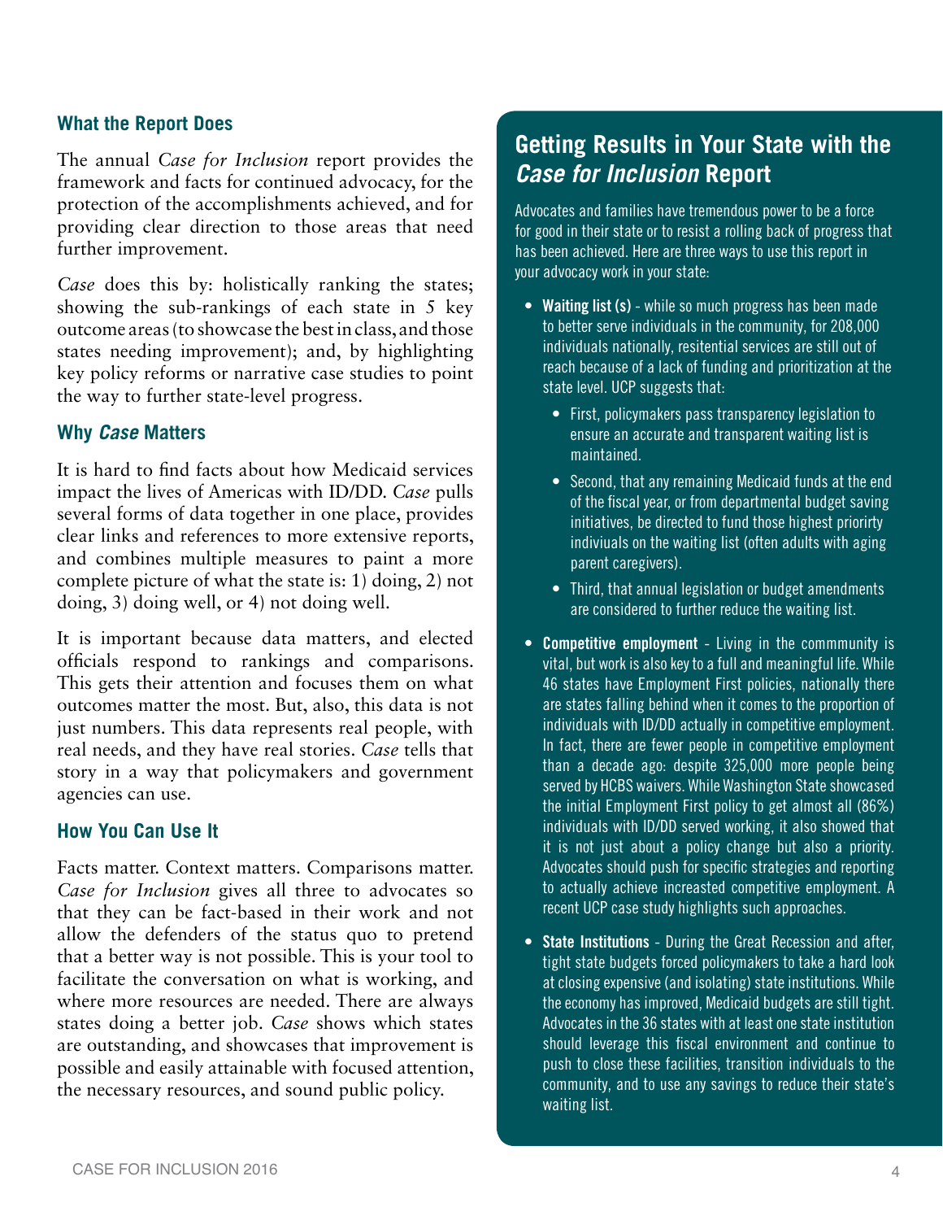## What the Report Does

The annual *Case for Inclusion* report provides the framework and facts for continued advocacy, for the protection of the accomplishments achieved, and for providing clear direction to those areas that need further improvement.

*Case* does this by: holistically ranking the states; showing the sub-rankings of each state in 5 key outcome areas (to showcase the best in class, and those states needing improvement); and, by highlighting key policy reforms or narrative case studies to point the way to further state-level progress.

## Why *Case* Matters

It is hard to find facts about how Medicaid services impact the lives of Americas with ID/DD. *Case* pulls several forms of data together in one place, provides clear links and references to more extensive reports, and combines multiple measures to paint a more complete picture of what the state is: 1) doing, 2) not doing, 3) doing well, or 4) not doing well.

It is important because data matters, and elected officials respond to rankings and comparisons. This gets their attention and focuses them on what outcomes matter the most. But, also, this data is not just numbers. This data represents real people, with real needs, and they have real stories. *Case* tells that story in a way that policymakers and government agencies can use.

## How You Can Use It

Facts matter. Context matters. Comparisons matter. *Case for Inclusion* gives all three to advocates so that they can be fact-based in their work and not allow the defenders of the status quo to pretend that a better way is not possible. This is your tool to facilitate the conversation on what is working, and where more resources are needed. There are always states doing a better job. *Case* shows which states are outstanding, and showcases that improvement is possible and easily attainable with focused attention, the necessary resources, and sound public policy.

## Getting Results in Your State with the *Case for Inclusion* Report

Advocates and families have tremendous power to be a force for good in their state or to resist a rolling back of progress that has been achieved. Here are three ways to use this report in your advocacy work in your state:

- **Waiting list (s)** - while so much progress has been made to better serve individuals in the community, for 208,000 individuals nationally, resitential services are still out of reach because of a lack of funding and prioritization at the state level. UCP suggests that:
  - First, policymakers pass transparency legislation to ensure an accurate and transparent waiting list is maintained.
  - Second, that any remaining Medicaid funds at the end of the fiscal year, or from departmental budget saving initiatives, be directed to fund those highest priorirty indiviuals on the waiting list (often adults with aging parent caregivers).
  - Third, that annual legislation or budget amendments are considered to further reduce the waiting list.
- **Competitive employment** - Living in the commmunity is vital, but work is also key to a full and meaningful life. While 46 states have Employment First policies, nationally there are states falling behind when it comes to the proportion of individuals with ID/DD actually in competitive employment. In fact, there are fewer people in competitive employment than a decade ago: despite 325,000 more people being served by HCBS waivers. While Washington State showcased the initial Employment First policy to get almost all (86%) individuals with ID/DD served working, it also showed that it is not just about a policy change but also a priority. Advocates should push for specific strategies and reporting to actually achieve increasted competitive employment. A recent UCP case study highlights such approaches.
- **State Institutions** - During the Great Recession and after, tight state budgets forced policymakers to take a hard look at closing expensive (and isolating) state institutions. While the economy has improved, Medicaid budgets are still tight. Advocates in the 36 states with at least one state institution should leverage this fiscal environment and continue to push to close these facilities, transition individuals to the community, and to use any savings to reduce their state's waiting list.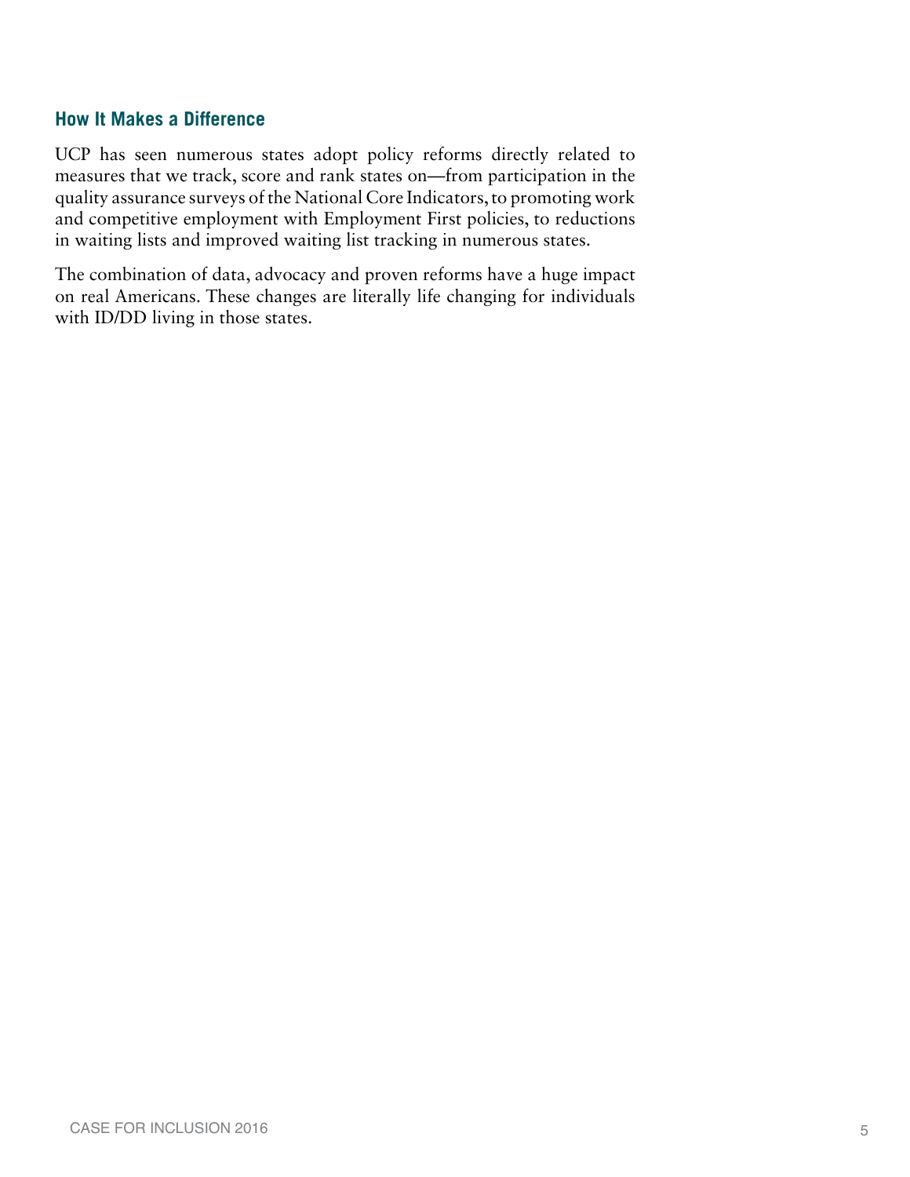### How It Makes a Difference

UCP has seen numerous states adopt policy reforms directly related to measures that we track, score and rank states on—from participation in the quality assurance surveys of the National Core Indicators, to promoting work and competitive employment with Employment First policies, to reductions in waiting lists and improved waiting list tracking in numerous states.

The combination of data, advocacy and proven reforms have a huge impact on real Americans. These changes are literally life changing for individuals with ID/DD living in those states.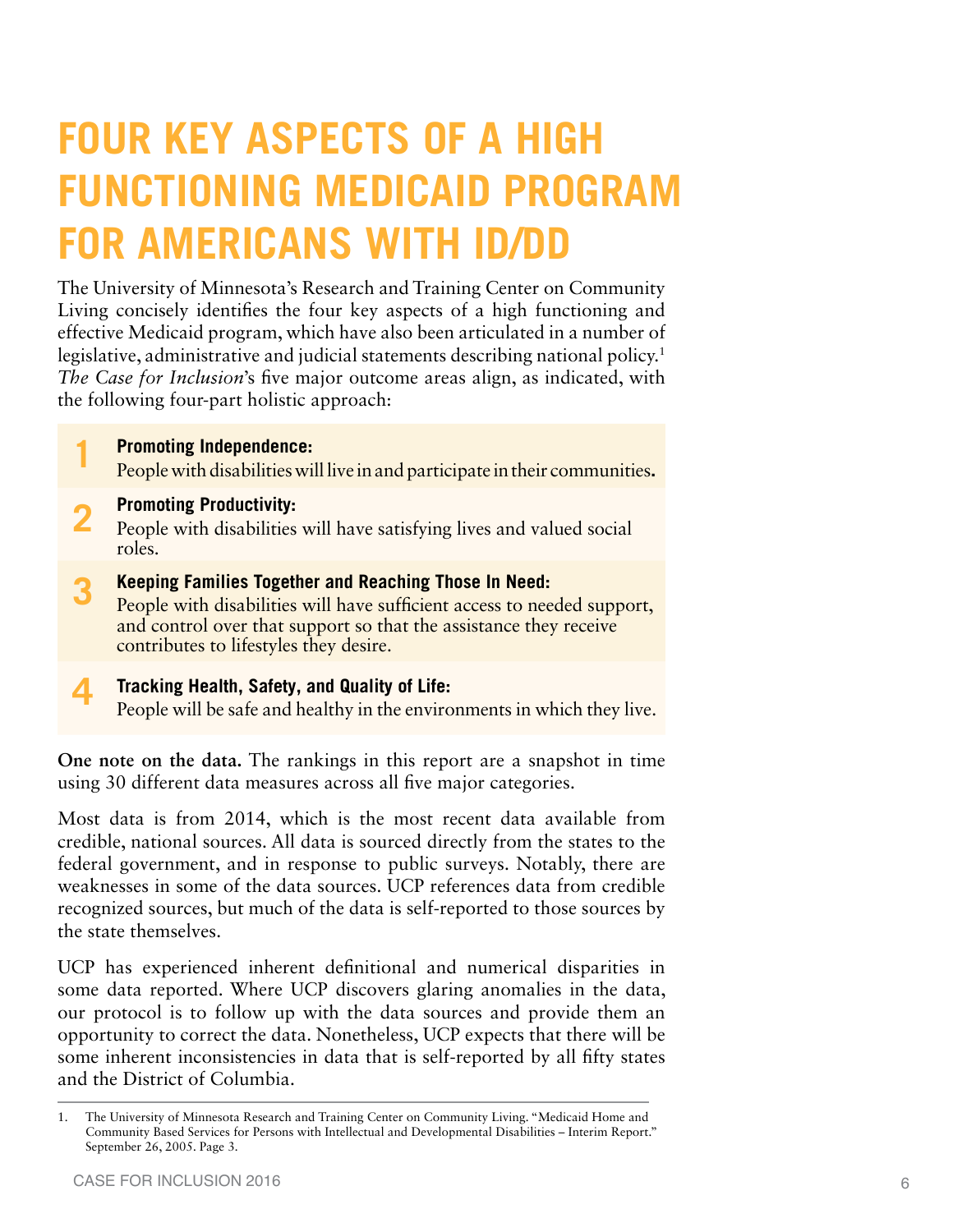# FOUR KEY ASPECTS OF A HIGH FUNCTIONING MEDICAID PROGRAM FOR AMERICANS WITH ID/DD

The University of Minnesota's Research and Training Center on Community Living concisely identifies the four key aspects of a high functioning and effective Medicaid program, which have also been articulated in a number of legislative, administrative and judicial statements describing national policy.[1] *The Case for Inclusion*'s five major outcome areas align, as indicated, with the following four-part holistic approach:

1. **Promoting Independence:**
   People with disabilities will live in and participate in their communities.
2. **Promoting Productivity:**
   People with disabilities will have satisfying lives and valued social roles.
3. **Keeping Families Together and Reaching Those In Need:**
   People with disabilities will have sufficient access to needed support, and control over that support so that the assistance they receive contributes to lifestyles they desire.
4. **Tracking Health, Safety, and Quality of Life:**
   People will be safe and healthy in the environments in which they live.

**One note on the data.** The rankings in this report are a snapshot in time using 30 different data measures across all five major categories.

Most data is from 2014, which is the most recent data available from credible, national sources. All data is sourced directly from the states to the federal government, and in response to public surveys. Notably, there are weaknesses in some of the data sources. UCP references data from credible recognized sources, but much of the data is self-reported to those sources by the state themselves.

UCP has experienced inherent definitional and numerical disparities in some data reported. Where UCP discovers glaring anomalies in the data, our protocol is to follow up with the data sources and provide them an opportunity to correct the data. Nonetheless, UCP expects that there will be some inherent inconsistencies in data that is self-reported by all fifty states and the District of Columbia.

---

1. The University of Minnesota Research and Training Center on Community Living. "Medicaid Home and Community Based Services for Persons with Intellectual and Developmental Disabilities – Interim Report." September 26, 2005. Page 3.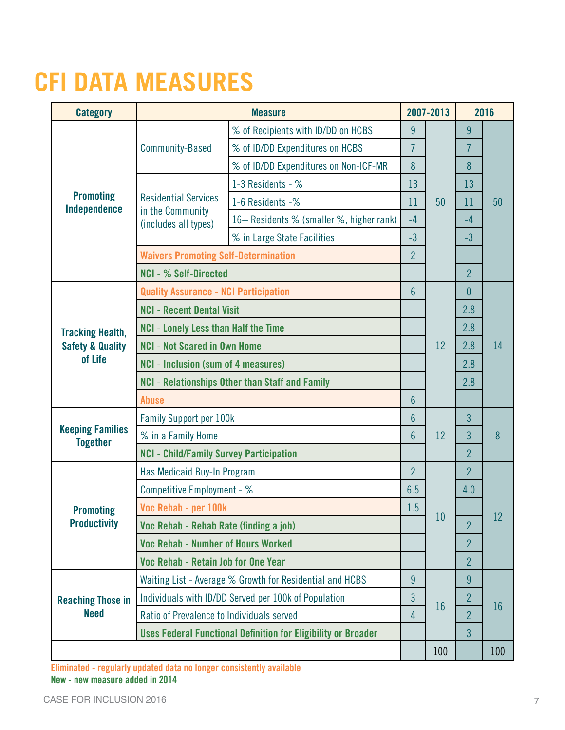# CFI DATA MEASURES

| Category | Measure | | 2007-2013 | | 2016 | |
|---|---|---|---|---|---|---|
| Promoting Independence | Community-Based | % of Recipients with ID/DD on HCBS | 9 | 50 | 9 | 50 |
| | | % of ID/DD Expenditures on HCBS | 7 | | 7 | |
| | | % of ID/DD Expenditures on Non-ICF-MR | 8 | | 8 | |
| | Residential Services in the Community (includes all types) | 1-3 Residents - % | 13 | | 13 | |
| | | 1-6 Residents -% | 11 | | 11 | |
| | | 16+ Residents % (smaller %, higher rank) | -4 | | -4 | |
| | | % in Large State Facilities | -3 | | -3 | |
| | **Waivers Promoting Self-Determination** | | 2 | | | |
| | **NCI - % Self-Directed** | | | | 2 | |
| Tracking Health, Safety & Quality of Life | **Quality Assurance - NCI Participation** | | 6 | 12 | 0 | 14 |
| | **NCI - Recent Dental Visit** | | | | 2.8 | |
| | **NCI - Lonely Less than Half the Time** | | | | 2.8 | |
| | **NCI - Not Scared in Own Home** | | | | 2.8 | |
| | **NCI - Inclusion (sum of 4 measures)** | | | | 2.8 | |
| | **NCI - Relationships Other than Staff and Family** | | | | 2.8 | |
| | **Abuse** | | 6 | | | |
| Keeping Families Together | Family Support per 100k | | 6 | 12 | 3 | 8 |
| | % in a Family Home | | 6 | | 3 | |
| | **NCI - Child/Family Survey Participation** | | | | 2 | |
| Promoting Productivity | Has Medicaid Buy-In Program | | 2 | 10 | 2 | 12 |
| | Competitive Employment - % | | 6.5 | | 4.0 | |
| | **Voc Rehab - per 100k** | | 1.5 | | | |
| | **Voc Rehab - Rehab Rate (finding a job)** | | | | 2 | |
| | **Voc Rehab - Number of Hours Worked** | | | | 2 | |
| | **Voc Rehab - Retain Job for One Year** | | | | 2 | |
| Reaching Those in Need | Waiting List - Average % Growth for Residential and HCBS | | 9 | 16 | 9 | 16 |
| | Individuals with ID/DD Served per 100k of Population | | 3 | | 2 | |
| | Ratio of Prevalence to Individuals served | | 4 | | 2 | |
| | **Uses Federal Functional Definition for Eligibility or Broader** | | | | 3 | |
| | | | | 100 | | 100 |

**Eliminated - regularly updated data no longer consistently available**

**New - new measure added in 2014**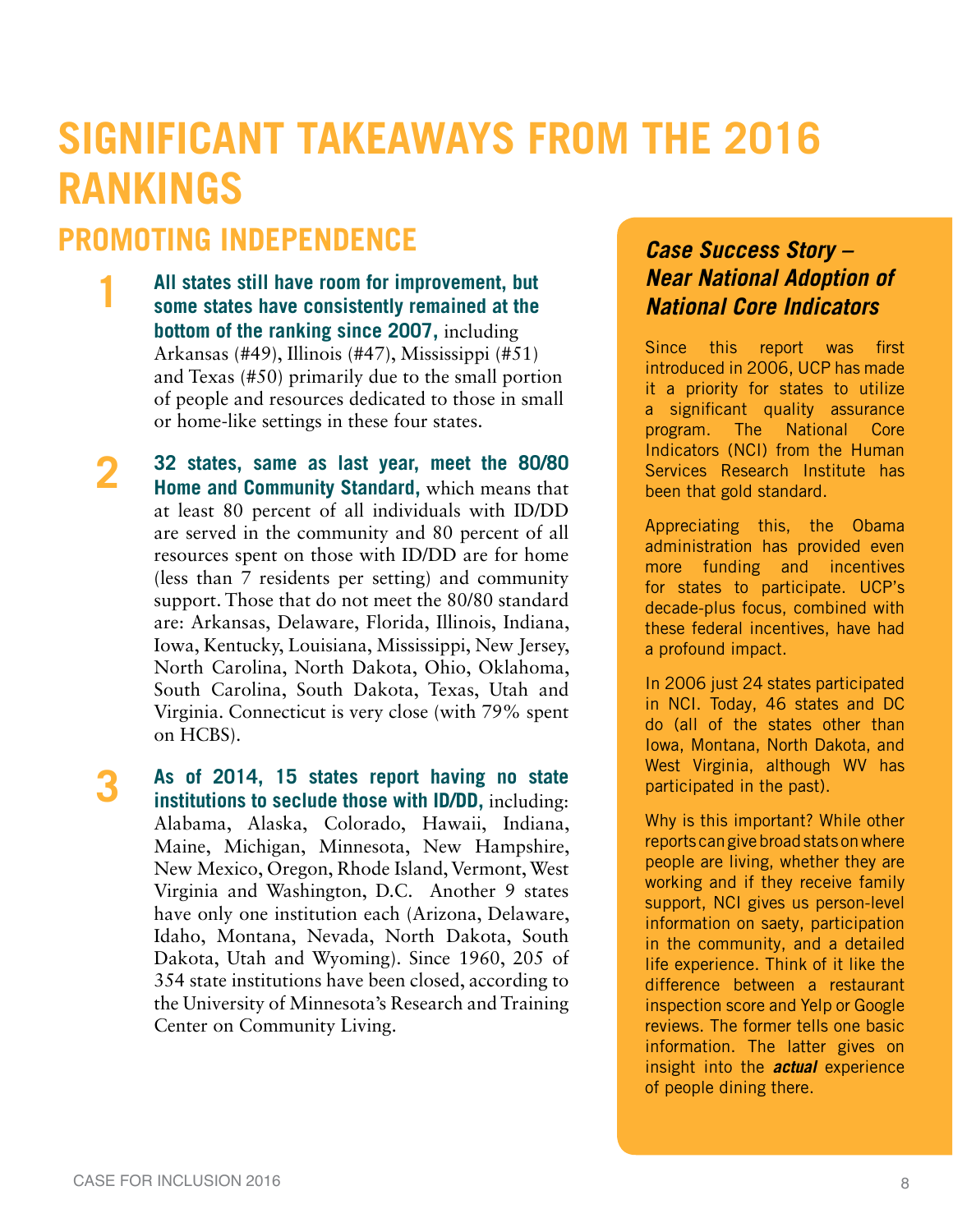# SIGNIFICANT TAKEAWAYS FROM THE 2016 RANKINGS

## PROMOTING INDEPENDENCE

1. **All states still have room for improvement, but some states have consistently remained at the bottom of the ranking since 2007,** including Arkansas (#49), Illinois (#47), Mississippi (#51) and Texas (#50) primarily due to the small portion of people and resources dedicated to those in small or home-like settings in these four states.

2. **32 states, same as last year, meet the 80/80 Home and Community Standard,** which means that at least 80 percent of all individuals with ID/DD are served in the community and 80 percent of all resources spent on those with ID/DD are for home (less than 7 residents per setting) and community support. Those that do not meet the 80/80 standard are: Arkansas, Delaware, Florida, Illinois, Indiana, Iowa, Kentucky, Louisiana, Mississippi, New Jersey, North Carolina, North Dakota, Ohio, Oklahoma, South Carolina, South Dakota, Texas, Utah and Virginia. Connecticut is very close (with 79% spent on HCBS).

3. **As of 2014, 15 states report having no state institutions to seclude those with ID/DD,** including: Alabama, Alaska, Colorado, Hawaii, Indiana, Maine, Michigan, Minnesota, New Hampshire, New Mexico, Oregon, Rhode Island, Vermont, West Virginia and Washington, D.C. Another 9 states have only one institution each (Arizona, Delaware, Idaho, Montana, Nevada, North Dakota, South Dakota, Utah and Wyoming). Since 1960, 205 of 354 state institutions have been closed, according to the University of Minnesota's Research and Training Center on Community Living.

### *Case Success Story – Near National Adoption of National Core Indicators*

Since this report was first introduced in 2006, UCP has made it a priority for states to utilize a significant quality assurance program. The National Core Indicators (NCI) from the Human Services Research Institute has been that gold standard.

Appreciating this, the Obama administration has provided even more funding and incentives for states to participate. UCP's decade-plus focus, combined with these federal incentives, have had a profound impact.

In 2006 just 24 states participated in NCI. Today, 46 states and DC do (all of the states other than Iowa, Montana, North Dakota, and West Virginia, although WV has participated in the past).

Why is this important? While other reports can give broad stats on where people are living, whether they are working and if they receive family support, NCI gives us person-level information on saety, participation in the community, and a detailed life experience. Think of it like the difference between a restaurant inspection score and Yelp or Google reviews. The former tells one basic information. The latter gives on insight into the ***actual*** experience of people dining there.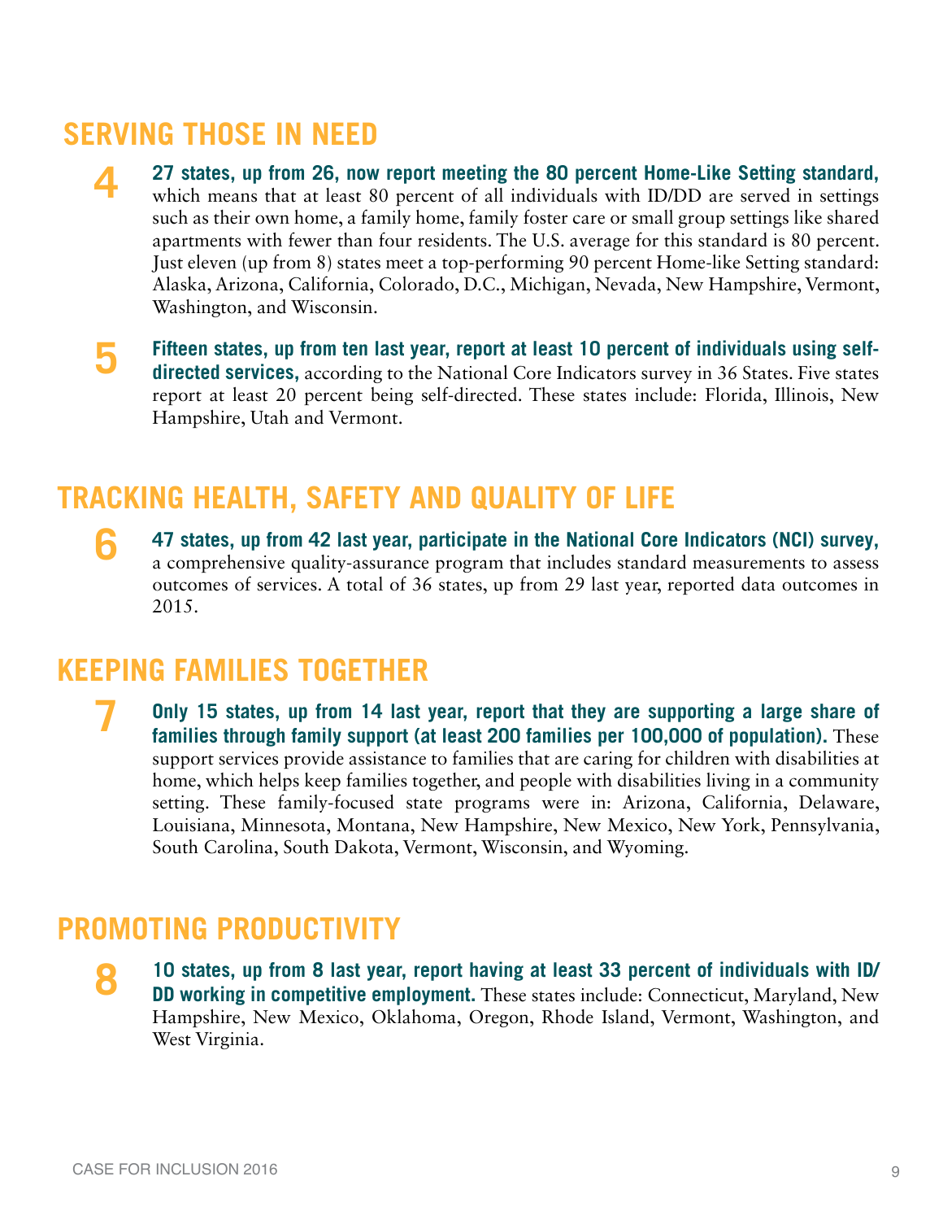## SERVING THOSE IN NEED

**4** **27 states, up from 26, now report meeting the 80 percent Home-Like Setting standard,** which means that at least 80 percent of all individuals with ID/DD are served in settings such as their own home, a family home, family foster care or small group settings like shared apartments with fewer than four residents. The U.S. average for this standard is 80 percent. Just eleven (up from 8) states meet a top-performing 90 percent Home-like Setting standard: Alaska, Arizona, California, Colorado, D.C., Michigan, Nevada, New Hampshire, Vermont, Washington, and Wisconsin.

**5** **Fifteen states, up from ten last year, report at least 10 percent of individuals using self-directed services,** according to the National Core Indicators survey in 36 States. Five states report at least 20 percent being self-directed. These states include: Florida, Illinois, New Hampshire, Utah and Vermont.

## TRACKING HEALTH, SAFETY AND QUALITY OF LIFE

**6** **47 states, up from 42 last year, participate in the National Core Indicators (NCI) survey,** a comprehensive quality-assurance program that includes standard measurements to assess outcomes of services. A total of 36 states, up from 29 last year, reported data outcomes in 2015.

## KEEPING FAMILIES TOGETHER

**7** **Only 15 states, up from 14 last year, report that they are supporting a large share of families through family support (at least 200 families per 100,000 of population).** These support services provide assistance to families that are caring for children with disabilities at home, which helps keep families together, and people with disabilities living in a community setting. These family-focused state programs were in: Arizona, California, Delaware, Louisiana, Minnesota, Montana, New Hampshire, New Mexico, New York, Pennsylvania, South Carolina, South Dakota, Vermont, Wisconsin, and Wyoming.

## PROMOTING PRODUCTIVITY

**8** **10 states, up from 8 last year, report having at least 33 percent of individuals with ID/DD working in competitive employment.** These states include: Connecticut, Maryland, New Hampshire, New Mexico, Oklahoma, Oregon, Rhode Island, Vermont, Washington, and West Virginia.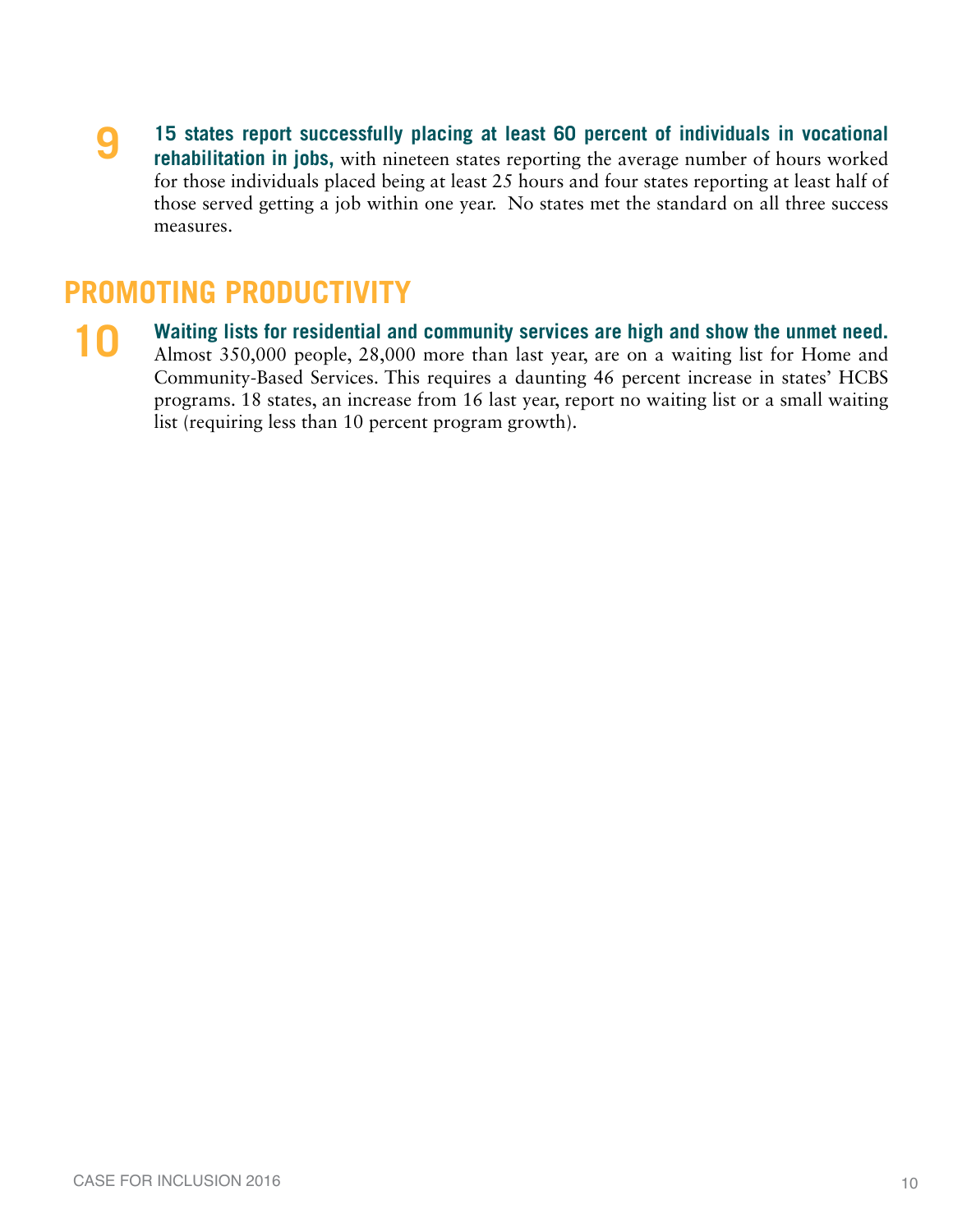9 **15 states report successfully placing at least 60 percent of individuals in vocational rehabilitation in jobs,** with nineteen states reporting the average number of hours worked for those individuals placed being at least 25 hours and four states reporting at least half of those served getting a job within one year.  No states met the standard on all three success measures.

## PROMOTING PRODUCTIVITY

10 **Waiting lists for residential and community services are high and show the unmet need.** Almost 350,000 people, 28,000 more than last year, are on a waiting list for Home and Community-Based Services. This requires a daunting 46 percent increase in states' HCBS programs. 18 states, an increase from 16 last year, report no waiting list or a small waiting list (requiring less than 10 percent program growth).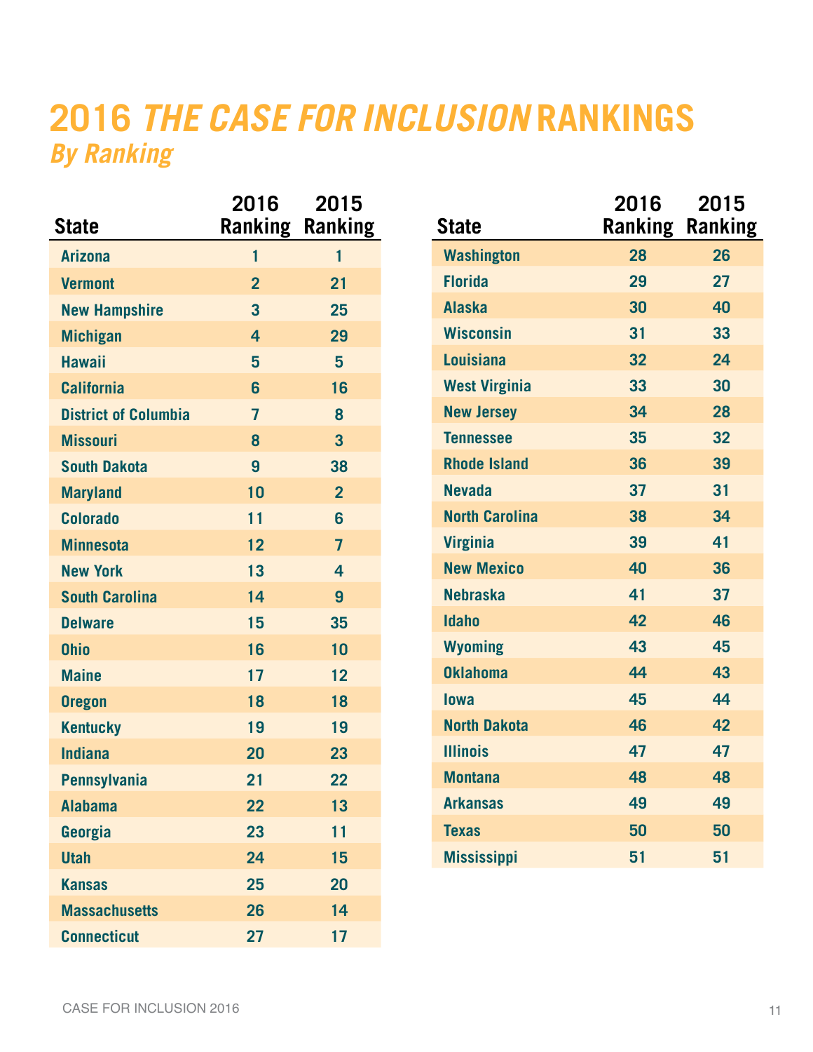# 2016 *THE CASE FOR INCLUSION* RANKINGS

## *By Ranking*

| State | 2016 Ranking | 2015 Ranking |
|---|---|---|
| Arizona | 1 | 1 |
| Vermont | 2 | 21 |
| New Hampshire | 3 | 25 |
| Michigan | 4 | 29 |
| Hawaii | 5 | 5 |
| California | 6 | 16 |
| District of Columbia | 7 | 8 |
| Missouri | 8 | 3 |
| South Dakota | 9 | 38 |
| Maryland | 10 | 2 |
| Colorado | 11 | 6 |
| Minnesota | 12 | 7 |
| New York | 13 | 4 |
| South Carolina | 14 | 9 |
| Delware | 15 | 35 |
| Ohio | 16 | 10 |
| Maine | 17 | 12 |
| Oregon | 18 | 18 |
| Kentucky | 19 | 19 |
| Indiana | 20 | 23 |
| Pennsylvania | 21 | 22 |
| Alabama | 22 | 13 |
| Georgia | 23 | 11 |
| Utah | 24 | 15 |
| Kansas | 25 | 20 |
| Massachusetts | 26 | 14 |
| Connecticut | 27 | 17 |
| Washington | 28 | 26 |
| Florida | 29 | 27 |
| Alaska | 30 | 40 |
| Wisconsin | 31 | 33 |
| Louisiana | 32 | 24 |
| West Virginia | 33 | 30 |
| New Jersey | 34 | 28 |
| Tennessee | 35 | 32 |
| Rhode Island | 36 | 39 |
| Nevada | 37 | 31 |
| North Carolina | 38 | 34 |
| Virginia | 39 | 41 |
| New Mexico | 40 | 36 |
| Nebraska | 41 | 37 |
| Idaho | 42 | 46 |
| Wyoming | 43 | 45 |
| Oklahoma | 44 | 43 |
| Iowa | 45 | 44 |
| North Dakota | 46 | 42 |
| Illinois | 47 | 47 |
| Montana | 48 | 48 |
| Arkansas | 49 | 49 |
| Texas | 50 | 50 |
| Mississippi | 51 | 51 |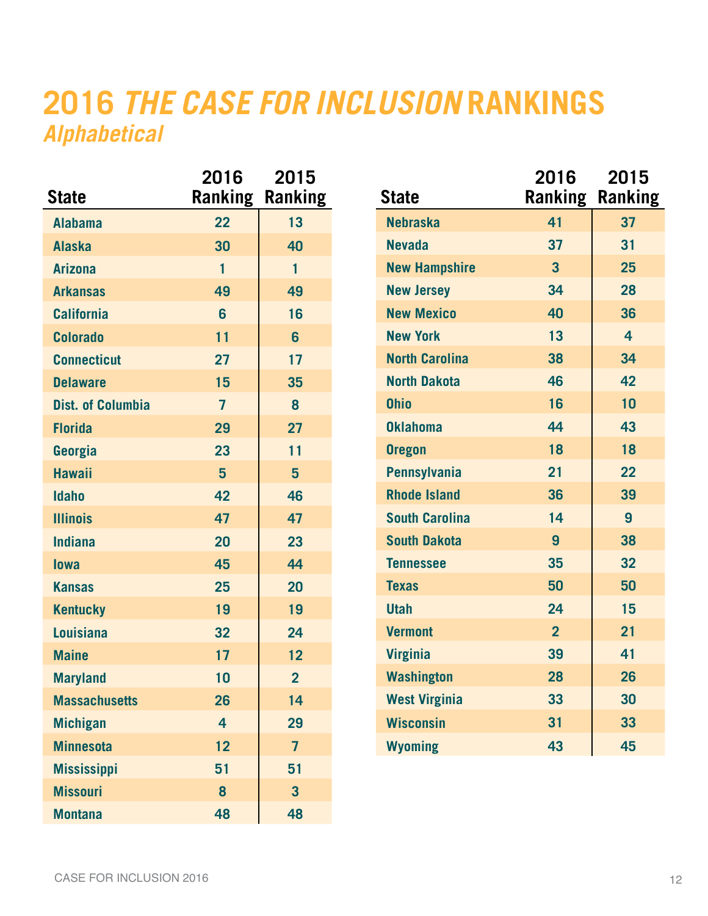# 2016 *THE CASE FOR INCLUSION* RANKINGS

## *Alphabetical*

| State | 2016 Ranking | 2015 Ranking |
|---|---|---|
| Alabama | 22 | 13 |
| Alaska | 30 | 40 |
| Arizona | 1 | 1 |
| Arkansas | 49 | 49 |
| California | 6 | 16 |
| Colorado | 11 | 6 |
| Connecticut | 27 | 17 |
| Delaware | 15 | 35 |
| Dist. of Columbia | 7 | 8 |
| Florida | 29 | 27 |
| Georgia | 23 | 11 |
| Hawaii | 5 | 5 |
| Idaho | 42 | 46 |
| Illinois | 47 | 47 |
| Indiana | 20 | 23 |
| Iowa | 45 | 44 |
| Kansas | 25 | 20 |
| Kentucky | 19 | 19 |
| Louisiana | 32 | 24 |
| Maine | 17 | 12 |
| Maryland | 10 | 2 |
| Massachusetts | 26 | 14 |
| Michigan | 4 | 29 |
| Minnesota | 12 | 7 |
| Mississippi | 51 | 51 |
| Missouri | 8 | 3 |
| Montana | 48 | 48 |

| State | 2016 Ranking | 2015 Ranking |
|---|---|---|
| Nebraska | 41 | 37 |
| Nevada | 37 | 31 |
| New Hampshire | 3 | 25 |
| New Jersey | 34 | 28 |
| New Mexico | 40 | 36 |
| New York | 13 | 4 |
| North Carolina | 38 | 34 |
| North Dakota | 46 | 42 |
| Ohio | 16 | 10 |
| Oklahoma | 44 | 43 |
| Oregon | 18 | 18 |
| Pennsylvania | 21 | 22 |
| Rhode Island | 36 | 39 |
| South Carolina | 14 | 9 |
| South Dakota | 9 | 38 |
| Tennessee | 35 | 32 |
| Texas | 50 | 50 |
| Utah | 24 | 15 |
| Vermont | 2 | 21 |
| Virginia | 39 | 41 |
| Washington | 28 | 26 |
| West Virginia | 33 | 30 |
| Wisconsin | 31 | 33 |
| Wyoming | 43 | 45 |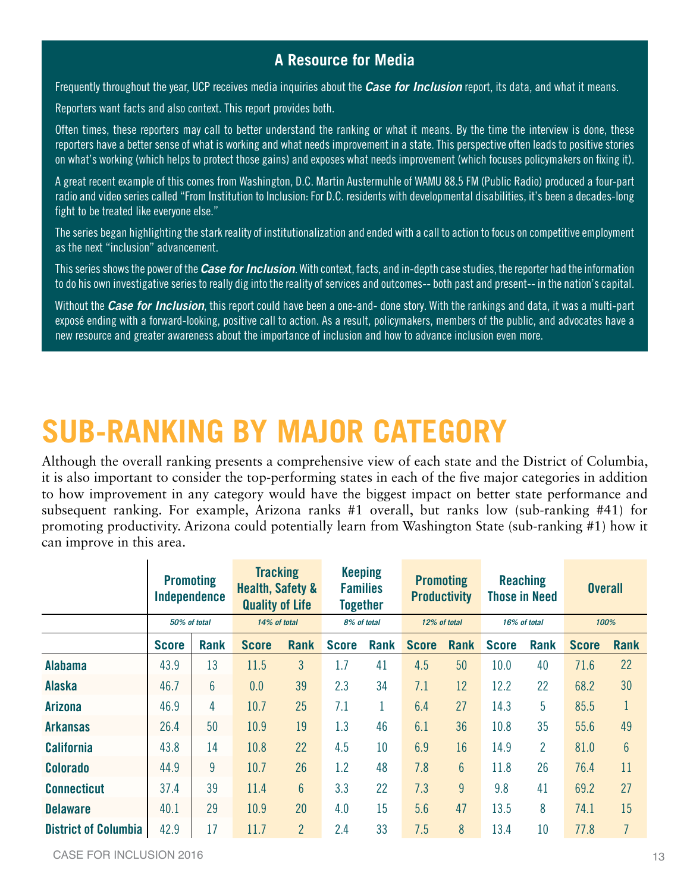## A Resource for Media

Frequently throughout the year, UCP receives media inquiries about the ***Case for Inclusion*** report, its data, and what it means.

Reporters want facts and also context. This report provides both.

Often times, these reporters may call to better understand the ranking or what it means. By the time the interview is done, these reporters have a better sense of what is working and what needs improvement in a state. This perspective often leads to positive stories on what's working (which helps to protect those gains) and exposes what needs improvement (which focuses policymakers on fixing it).

A great recent example of this comes from Washington, D.C. Martin Austermuhle of WAMU 88.5 FM (Public Radio) produced a four-part radio and video series called "From Institution to Inclusion: For D.C. residents with developmental disabilities, it's been a decades-long fight to be treated like everyone else."

The series began highlighting the stark reality of institutionalization and ended with a call to action to focus on competitive employment as the next "inclusion" advancement.

This series shows the power of the ***Case for Inclusion***. With context, facts, and in-depth case studies, the reporter had the information to do his own investigative series to really dig into the reality of services and outcomes-- both past and present-- in the nation's capital.

Without the ***Case for Inclusion***, this report could have been a one-and- done story. With the rankings and data, it was a multi-part exposé ending with a forward-looking, positive call to action. As a result, policymakers, members of the public, and advocates have a new resource and greater awareness about the importance of inclusion and how to advance inclusion even more.

# SUB-RANKING BY MAJOR CATEGORY

Although the overall ranking presents a comprehensive view of each state and the District of Columbia, it is also important to consider the top-performing states in each of the five major categories in addition to how improvement in any category would have the biggest impact on better state performance and subsequent ranking. For example, Arizona ranks #1 overall, but ranks low (sub-ranking #41) for promoting productivity. Arizona could potentially learn from Washington State (sub-ranking #1) how it can improve in this area.

| | Promoting Independence | | Tracking Health, Safety & Quality of Life | | Keeping Families Together | | Promoting Productivity | | Reaching Those in Need | | Overall | |
|---|---|---|---|---|---|---|---|---|---|---|---|---|
| | *50% of total* | | *14% of total* | | *8% of total* | | *12% of total* | | *16% of total* | | *100%* | |
| | Score | Rank | Score | Rank | Score | Rank | Score | Rank | Score | Rank | Score | Rank |
| **Alabama** | 43.9 | 13 | 11.5 | 3 | 1.7 | 41 | 4.5 | 50 | 10.0 | 40 | 71.6 | 22 |
| **Alaska** | 46.7 | 6 | 0.0 | 39 | 2.3 | 34 | 7.1 | 12 | 12.2 | 22 | 68.2 | 30 |
| **Arizona** | 46.9 | 4 | 10.7 | 25 | 7.1 | 1 | 6.4 | 27 | 14.3 | 5 | 85.5 | 1 |
| **Arkansas** | 26.4 | 50 | 10.9 | 19 | 1.3 | 46 | 6.1 | 36 | 10.8 | 35 | 55.6 | 49 |
| **California** | 43.8 | 14 | 10.8 | 22 | 4.5 | 10 | 6.9 | 16 | 14.9 | 2 | 81.0 | 6 |
| **Colorado** | 44.9 | 9 | 10.7 | 26 | 1.2 | 48 | 7.8 | 6 | 11.8 | 26 | 76.4 | 11 |
| **Connecticut** | 37.4 | 39 | 11.4 | 6 | 3.3 | 22 | 7.3 | 9 | 9.8 | 41 | 69.2 | 27 |
| **Delaware** | 40.1 | 29 | 10.9 | 20 | 4.0 | 15 | 5.6 | 47 | 13.5 | 8 | 74.1 | 15 |
| **District of Columbia** | 42.9 | 17 | 11.7 | 2 | 2.4 | 33 | 7.5 | 8 | 13.4 | 10 | 77.8 | 7 |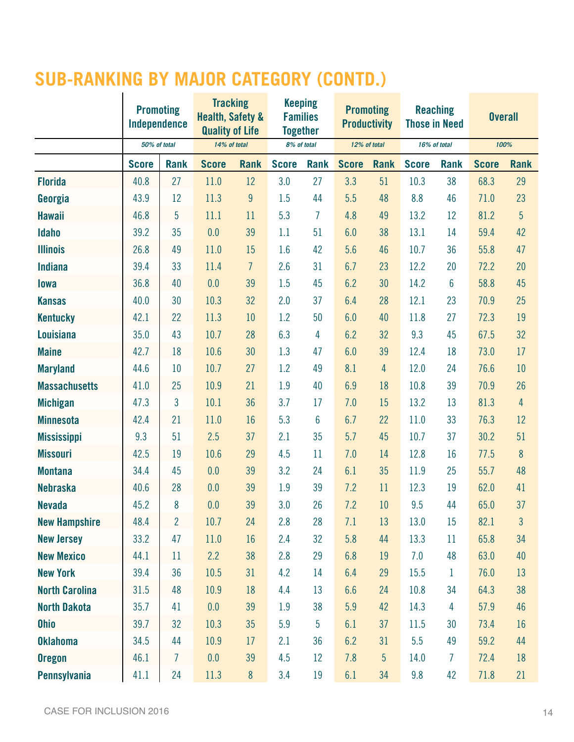## SUB-RANKING BY MAJOR CATEGORY (CONTD.)

| | Promoting Independence | | Tracking Health, Safety & Quality of Life | | Keeping Families Together | | Promoting Productivity | | Reaching Those in Need | | Overall | |
|---|---|---|---|---|---|---|---|---|---|---|---|---|
| | *50% of total* | | *14% of total* | | *8% of total* | | *12% of total* | | *16% of total* | | *100%* | |
| | **Score** | **Rank** | **Score** | **Rank** | **Score** | **Rank** | **Score** | **Rank** | **Score** | **Rank** | **Score** | **Rank** |
| **Florida** | 40.8 | 27 | 11.0 | 12 | 3.0 | 27 | 3.3 | 51 | 10.3 | 38 | 68.3 | 29 |
| **Georgia** | 43.9 | 12 | 11.3 | 9 | 1.5 | 44 | 5.5 | 48 | 8.8 | 46 | 71.0 | 23 |
| **Hawaii** | 46.8 | 5 | 11.1 | 11 | 5.3 | 7 | 4.8 | 49 | 13.2 | 12 | 81.2 | 5 |
| **Idaho** | 39.2 | 35 | 0.0 | 39 | 1.1 | 51 | 6.0 | 38 | 13.1 | 14 | 59.4 | 42 |
| **Illinois** | 26.8 | 49 | 11.0 | 15 | 1.6 | 42 | 5.6 | 46 | 10.7 | 36 | 55.8 | 47 |
| **Indiana** | 39.4 | 33 | 11.4 | 7 | 2.6 | 31 | 6.7 | 23 | 12.2 | 20 | 72.2 | 20 |
| **Iowa** | 36.8 | 40 | 0.0 | 39 | 1.5 | 45 | 6.2 | 30 | 14.2 | 6 | 58.8 | 45 |
| **Kansas** | 40.0 | 30 | 10.3 | 32 | 2.0 | 37 | 6.4 | 28 | 12.1 | 23 | 70.9 | 25 |
| **Kentucky** | 42.1 | 22 | 11.3 | 10 | 1.2 | 50 | 6.0 | 40 | 11.8 | 27 | 72.3 | 19 |
| **Louisiana** | 35.0 | 43 | 10.7 | 28 | 6.3 | 4 | 6.2 | 32 | 9.3 | 45 | 67.5 | 32 |
| **Maine** | 42.7 | 18 | 10.6 | 30 | 1.3 | 47 | 6.0 | 39 | 12.4 | 18 | 73.0 | 17 |
| **Maryland** | 44.6 | 10 | 10.7 | 27 | 1.2 | 49 | 8.1 | 4 | 12.0 | 24 | 76.6 | 10 |
| **Massachusetts** | 41.0 | 25 | 10.9 | 21 | 1.9 | 40 | 6.9 | 18 | 10.8 | 39 | 70.9 | 26 |
| **Michigan** | 47.3 | 3 | 10.1 | 36 | 3.7 | 17 | 7.0 | 15 | 13.2 | 13 | 81.3 | 4 |
| **Minnesota** | 42.4 | 21 | 11.0 | 16 | 5.3 | 6 | 6.7 | 22 | 11.0 | 33 | 76.3 | 12 |
| **Mississippi** | 9.3 | 51 | 2.5 | 37 | 2.1 | 35 | 5.7 | 45 | 10.7 | 37 | 30.2 | 51 |
| **Missouri** | 42.5 | 19 | 10.6 | 29 | 4.5 | 11 | 7.0 | 14 | 12.8 | 16 | 77.5 | 8 |
| **Montana** | 34.4 | 45 | 0.0 | 39 | 3.2 | 24 | 6.1 | 35 | 11.9 | 25 | 55.7 | 48 |
| **Nebraska** | 40.6 | 28 | 0.0 | 39 | 1.9 | 39 | 7.2 | 11 | 12.3 | 19 | 62.0 | 41 |
| **Nevada** | 45.2 | 8 | 0.0 | 39 | 3.0 | 26 | 7.2 | 10 | 9.5 | 44 | 65.0 | 37 |
| **New Hampshire** | 48.4 | 2 | 10.7 | 24 | 2.8 | 28 | 7.1 | 13 | 13.0 | 15 | 82.1 | 3 |
| **New Jersey** | 33.2 | 47 | 11.0 | 16 | 2.4 | 32 | 5.8 | 44 | 13.3 | 11 | 65.8 | 34 |
| **New Mexico** | 44.1 | 11 | 2.2 | 38 | 2.8 | 29 | 6.8 | 19 | 7.0 | 48 | 63.0 | 40 |
| **New York** | 39.4 | 36 | 10.5 | 31 | 4.2 | 14 | 6.4 | 29 | 15.5 | 1 | 76.0 | 13 |
| **North Carolina** | 31.5 | 48 | 10.9 | 18 | 4.4 | 13 | 6.6 | 24 | 10.8 | 34 | 64.3 | 38 |
| **North Dakota** | 35.7 | 41 | 0.0 | 39 | 1.9 | 38 | 5.9 | 42 | 14.3 | 4 | 57.9 | 46 |
| **Ohio** | 39.7 | 32 | 10.3 | 35 | 5.9 | 5 | 6.1 | 37 | 11.5 | 30 | 73.4 | 16 |
| **Oklahoma** | 34.5 | 44 | 10.9 | 17 | 2.1 | 36 | 6.2 | 31 | 5.5 | 49 | 59.2 | 44 |
| **Oregon** | 46.1 | 7 | 0.0 | 39 | 4.5 | 12 | 7.8 | 5 | 14.0 | 7 | 72.4 | 18 |
| **Pennsylvania** | 41.1 | 24 | 11.3 | 8 | 3.4 | 19 | 6.1 | 34 | 9.8 | 42 | 71.8 | 21 |

CASE FOR INCLUSION 2016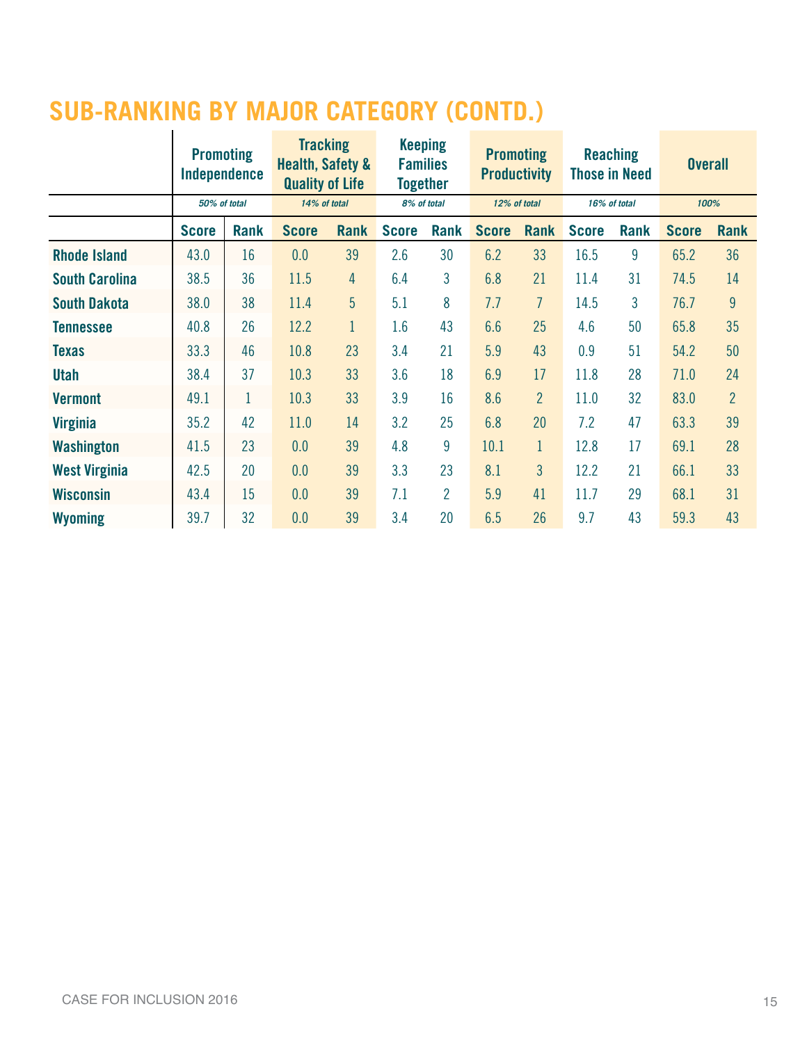# SUB-RANKING BY MAJOR CATEGORY (CONTD.)

| | Promoting Independence | | Tracking Health, Safety & Quality of Life | | Keeping Families Together | | Promoting Productivity | | Reaching Those in Need | | Overall | |
|---|---|---|---|---|---|---|---|---|---|---|---|---|
| | *50% of total* | | *14% of total* | | *8% of total* | | *12% of total* | | *16% of total* | | *100%* | |
| | **Score** | **Rank** | **Score** | **Rank** | **Score** | **Rank** | **Score** | **Rank** | **Score** | **Rank** | **Score** | **Rank** |
| **Rhode Island** | 43.0 | 16 | 0.0 | 39 | 2.6 | 30 | 6.2 | 33 | 16.5 | 9 | 65.2 | 36 |
| **South Carolina** | 38.5 | 36 | 11.5 | 4 | 6.4 | 3 | 6.8 | 21 | 11.4 | 31 | 74.5 | 14 |
| **South Dakota** | 38.0 | 38 | 11.4 | 5 | 5.1 | 8 | 7.7 | 7 | 14.5 | 3 | 76.7 | 9 |
| **Tennessee** | 40.8 | 26 | 12.2 | 1 | 1.6 | 43 | 6.6 | 25 | 4.6 | 50 | 65.8 | 35 |
| **Texas** | 33.3 | 46 | 10.8 | 23 | 3.4 | 21 | 5.9 | 43 | 0.9 | 51 | 54.2 | 50 |
| **Utah** | 38.4 | 37 | 10.3 | 33 | 3.6 | 18 | 6.9 | 17 | 11.8 | 28 | 71.0 | 24 |
| **Vermont** | 49.1 | 1 | 10.3 | 33 | 3.9 | 16 | 8.6 | 2 | 11.0 | 32 | 83.0 | 2 |
| **Virginia** | 35.2 | 42 | 11.0 | 14 | 3.2 | 25 | 6.8 | 20 | 7.2 | 47 | 63.3 | 39 |
| **Washington** | 41.5 | 23 | 0.0 | 39 | 4.8 | 9 | 10.1 | 1 | 12.8 | 17 | 69.1 | 28 |
| **West Virginia** | 42.5 | 20 | 0.0 | 39 | 3.3 | 23 | 8.1 | 3 | 12.2 | 21 | 66.1 | 33 |
| **Wisconsin** | 43.4 | 15 | 0.0 | 39 | 7.1 | 2 | 5.9 | 41 | 11.7 | 29 | 68.1 | 31 |
| **Wyoming** | 39.7 | 32 | 0.0 | 39 | 3.4 | 20 | 6.5 | 26 | 9.7 | 43 | 59.3 | 43 |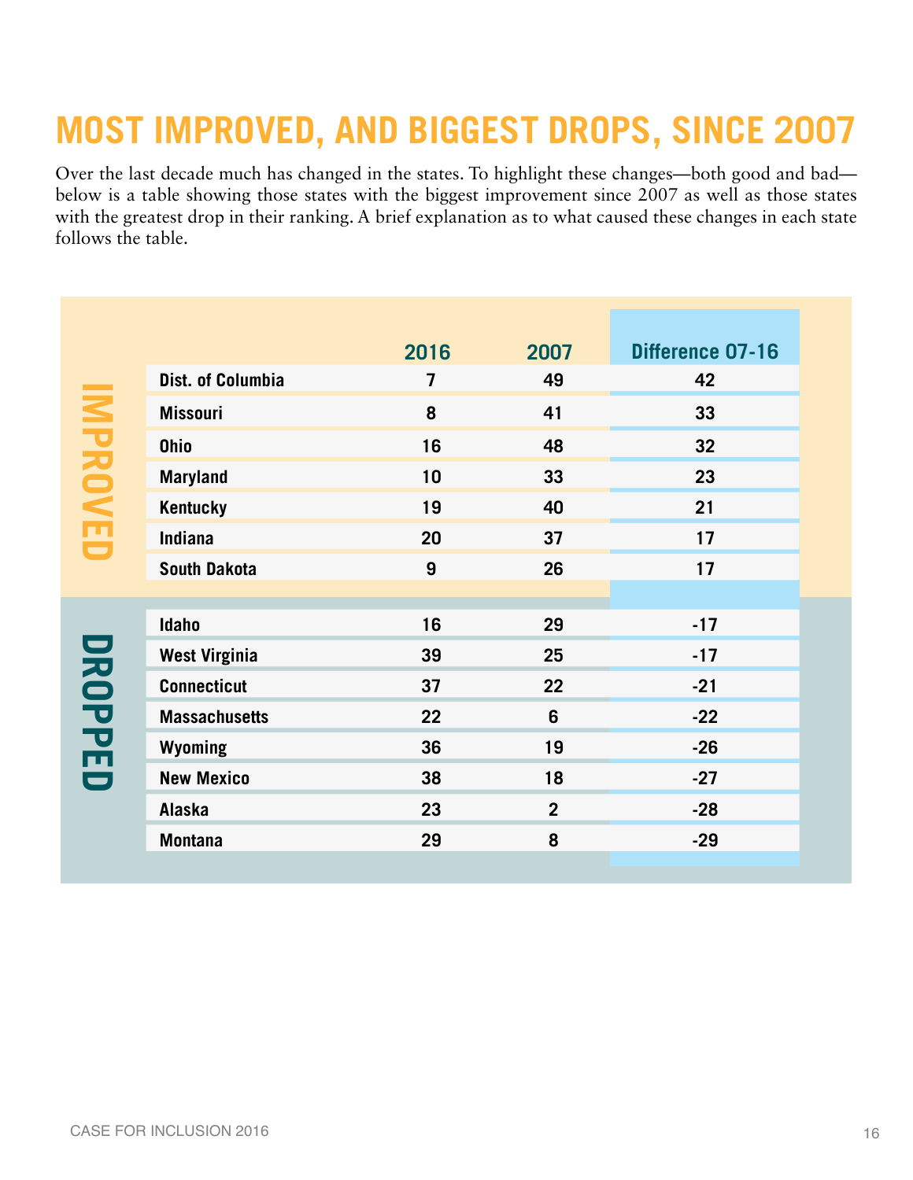# MOST IMPROVED, AND BIGGEST DROPS, SINCE 2007

Over the last decade much has changed in the states. To highlight these changes—both good and bad—below is a table showing those states with the biggest improvement since 2007 as well as those states with the greatest drop in their ranking. A brief explanation as to what caused these changes in each state follows the table.

| | | 2016 | 2007 | Difference 07-16 |
|---|---|---|---|---|
| IMPROVED | Dist. of Columbia | 7 | 49 | 42 |
| | Missouri | 8 | 41 | 33 |
| | Ohio | 16 | 48 | 32 |
| | Maryland | 10 | 33 | 23 |
| | Kentucky | 19 | 40 | 21 |
| | Indiana | 20 | 37 | 17 |
| | South Dakota | 9 | 26 | 17 |
| DROPPED | Idaho | 16 | 29 | -17 |
| | West Virginia | 39 | 25 | -17 |
| | Connecticut | 37 | 22 | -21 |
| | Massachusetts | 22 | 6 | -22 |
| | Wyoming | 36 | 19 | -26 |
| | New Mexico | 38 | 18 | -27 |
| | Alaska | 23 | 2 | -28 |
| | Montana | 29 | 8 | -29 |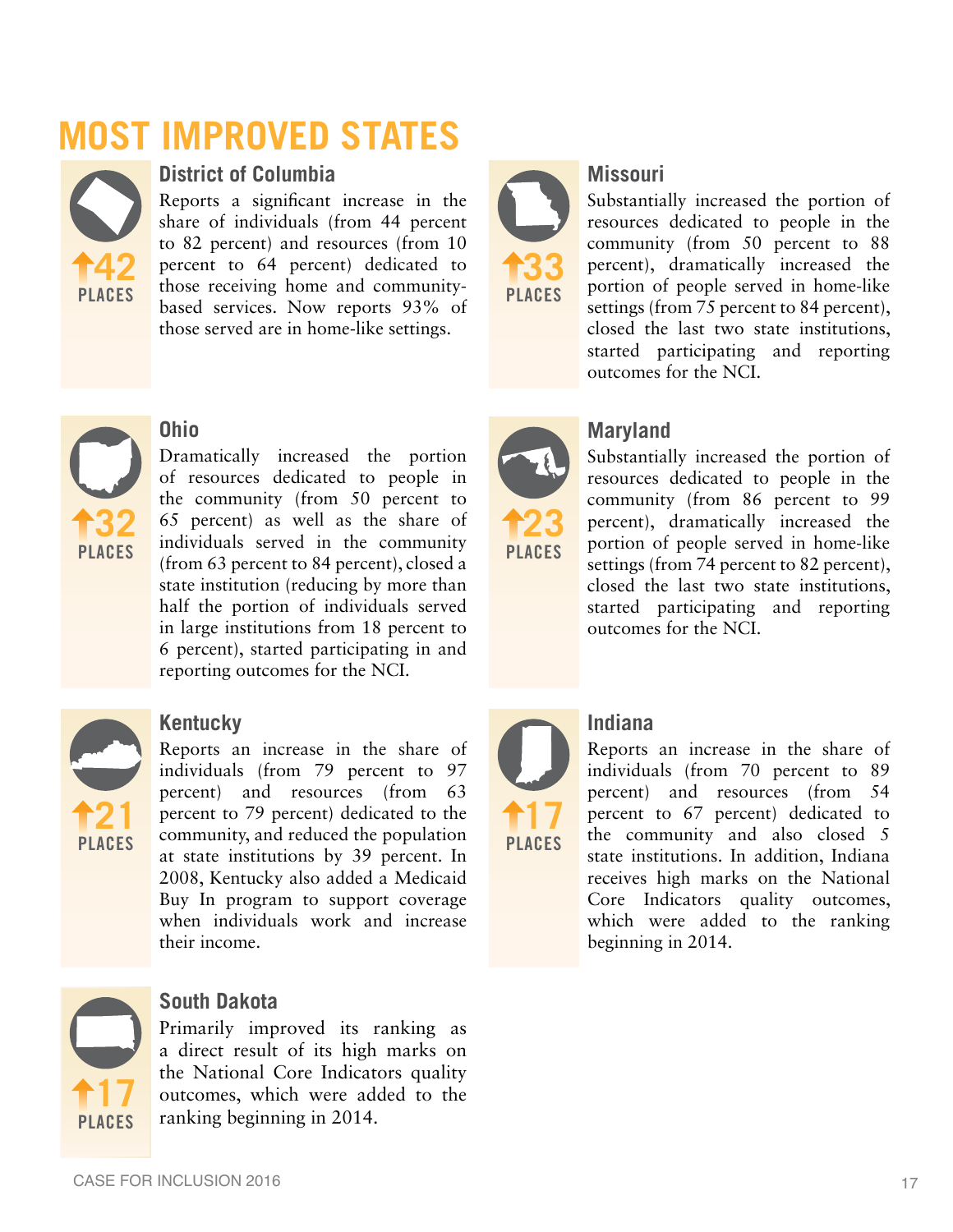# MOST IMPROVED STATES

## District of Columbia

↑42 PLACES

Reports a significant increase in the share of individuals (from 44 percent to 82 percent) and resources (from 10 percent to 64 percent) dedicated to those receiving home and community-based services. Now reports 93% of those served are in home-like settings.

## Missouri

↑33 PLACES

Substantially increased the portion of resources dedicated to people in the community (from 50 percent to 88 percent), dramatically increased the portion of people served in home-like settings (from 75 percent to 84 percent), closed the last two state institutions, started participating and reporting outcomes for the NCI.

## Ohio

↑32 PLACES

Dramatically increased the portion of resources dedicated to people in the community (from 50 percent to 65 percent) as well as the share of individuals served in the community (from 63 percent to 84 percent), closed a state institution (reducing by more than half the portion of individuals served in large institutions from 18 percent to 6 percent), started participating in and reporting outcomes for the NCI.

## Maryland

↑23 PLACES

Substantially increased the portion of resources dedicated to people in the community (from 86 percent to 99 percent), dramatically increased the portion of people served in home-like settings (from 74 percent to 82 percent), closed the last two state institutions, started participating and reporting outcomes for the NCI.

## Kentucky

↑21 PLACES

Reports an increase in the share of individuals (from 79 percent to 97 percent) and resources (from 63 percent to 79 percent) dedicated to the community, and reduced the population at state institutions by 39 percent. In 2008, Kentucky also added a Medicaid Buy In program to support coverage when individuals work and increase their income.

## Indiana

↑17 PLACES

Reports an increase in the share of individuals (from 70 percent to 89 percent) and resources (from 54 percent to 67 percent) dedicated to the community and also closed 5 state institutions. In addition, Indiana receives high marks on the National Core Indicators quality outcomes, which were added to the ranking beginning in 2014.

## South Dakota

↑17 PLACES

Primarily improved its ranking as a direct result of its high marks on the National Core Indicators quality outcomes, which were added to the ranking beginning in 2014.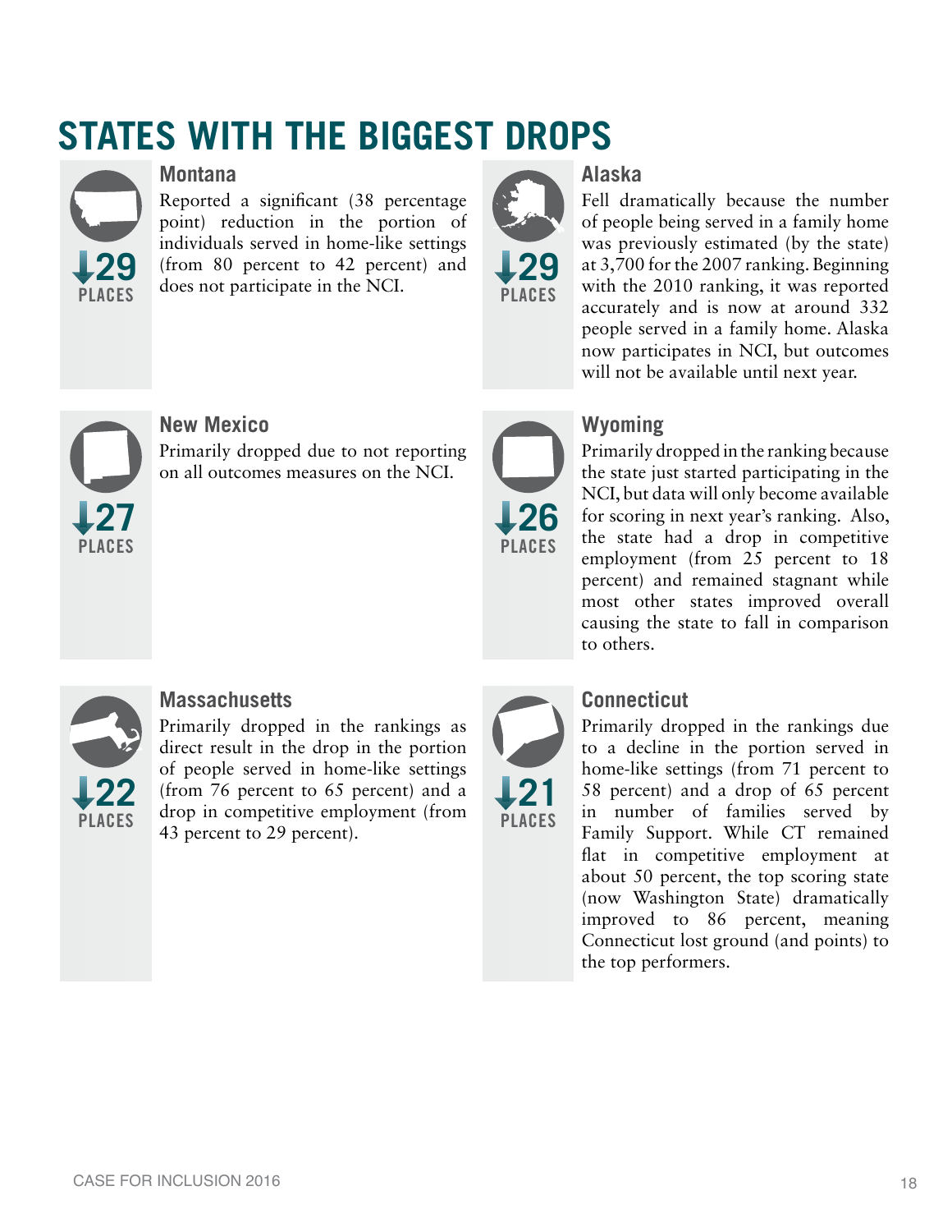# STATES WITH THE BIGGEST DROPS

## Montana

↓29 PLACES

Reported a significant (38 percentage point) reduction in the portion of individuals served in home-like settings (from 80 percent to 42 percent) and does not participate in the NCI.

## Alaska

↓29 PLACES

Fell dramatically because the number of people being served in a family home was previously estimated (by the state) at 3,700 for the 2007 ranking. Beginning with the 2010 ranking, it was reported accurately and is now at around 332 people served in a family home. Alaska now participates in NCI, but outcomes will not be available until next year.

## New Mexico

↓27 PLACES

Primarily dropped due to not reporting on all outcomes measures on the NCI.

## Wyoming

↓26 PLACES

Primarily dropped in the ranking because the state just started participating in the NCI, but data will only become available for scoring in next year's ranking. Also, the state had a drop in competitive employment (from 25 percent to 18 percent) and remained stagnant while most other states improved overall causing the state to fall in comparison to others.

## Massachusetts

↓22 PLACES

Primarily dropped in the rankings as direct result in the drop in the portion of people served in home-like settings (from 76 percent to 65 percent) and a drop in competitive employment (from 43 percent to 29 percent).

## Connecticut

↓21 PLACES

Primarily dropped in the rankings due to a decline in the portion served in home-like settings (from 71 percent to 58 percent) and a drop of 65 percent in number of families served by Family Support. While CT remained flat in competitive employment at about 50 percent, the top scoring state (now Washington State) dramatically improved to 86 percent, meaning Connecticut lost ground (and points) to the top performers.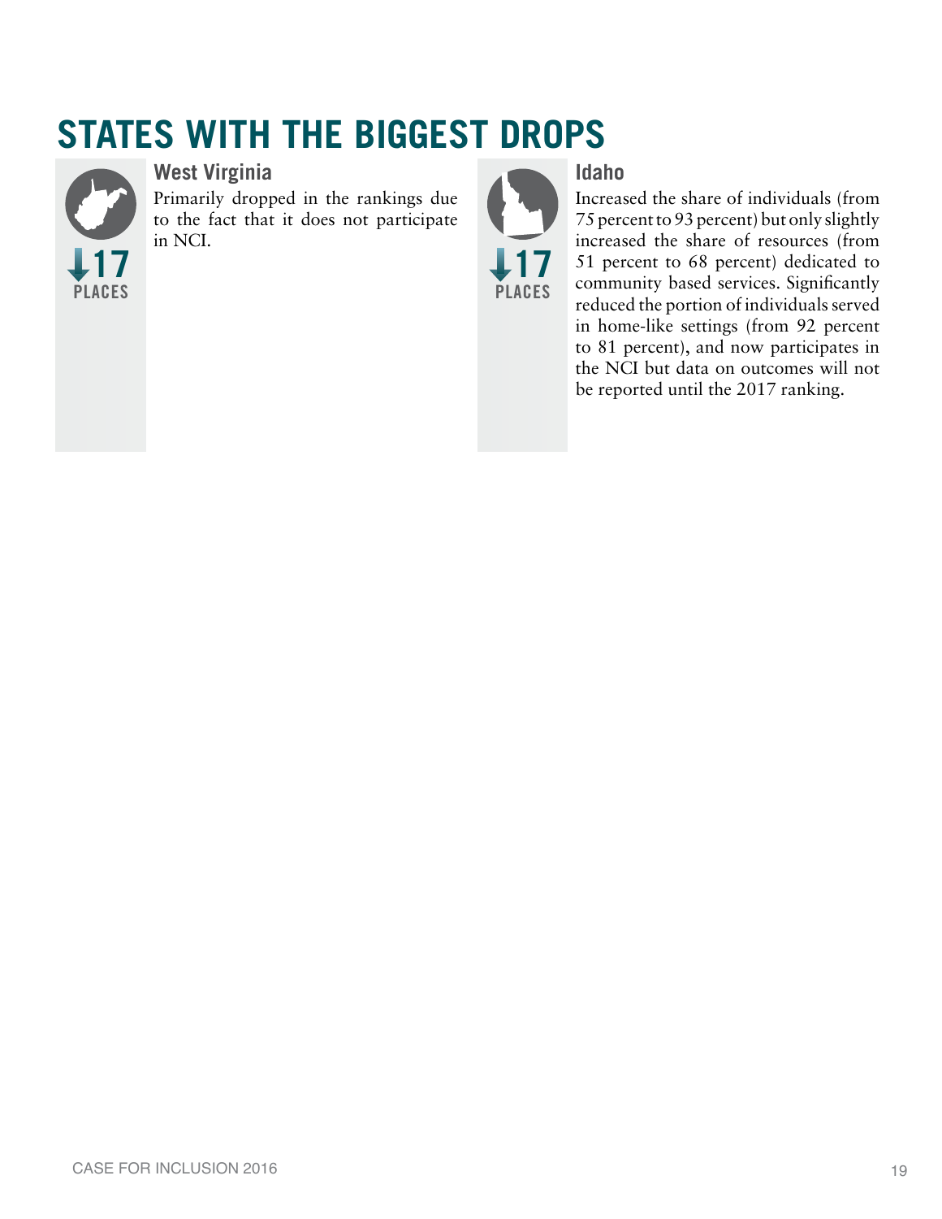# STATES WITH THE BIGGEST DROPS

## West Virginia

↓17 PLACES

Primarily dropped in the rankings due to the fact that it does not participate in NCI.

## Idaho

↓17 PLACES

Increased the share of individuals (from 75 percent to 93 percent) but only slightly increased the share of resources (from 51 percent to 68 percent) dedicated to community based services. Significantly reduced the portion of individuals served in home-like settings (from 92 percent to 81 percent), and now participates in the NCI but data on outcomes will not be reported until the 2017 ranking.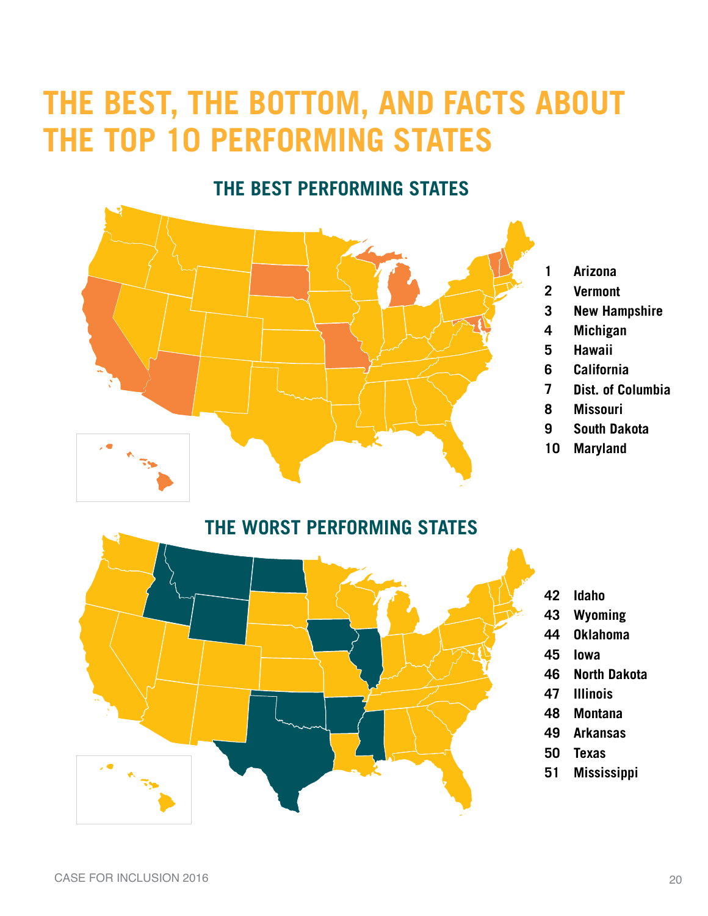# THE BEST, THE BOTTOM, AND FACTS ABOUT THE TOP 10 PERFORMING STATES

## THE BEST PERFORMING STATES

1 Arizona
2 Vermont
3 New Hampshire
4 Michigan
5 Hawaii
6 California
7 Dist. of Columbia
8 Missouri
9 South Dakota
10 Maryland

## THE WORST PERFORMING STATES

42 Idaho
43 Wyoming
44 Oklahoma
45 Iowa
46 North Dakota
47 Illinois
48 Montana
49 Arkansas
50 Texas
51 Mississippi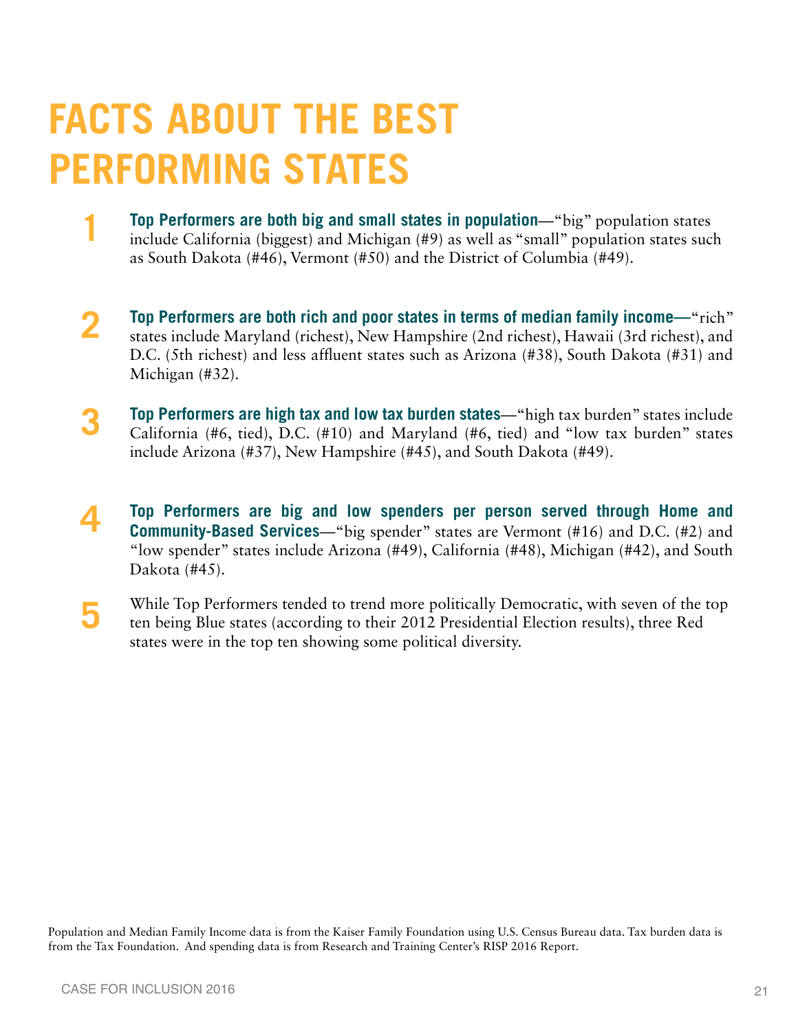# FACTS ABOUT THE BEST PERFORMING STATES

1. **Top Performers are both big and small states in population**—"big" population states include California (biggest) and Michigan (#9) as well as "small" population states such as South Dakota (#46), Vermont (#50) and the District of Columbia (#49).

2. **Top Performers are both rich and poor states in terms of median family income—**"rich" states include Maryland (richest), New Hampshire (2nd richest), Hawaii (3rd richest), and D.C. (5th richest) and less affluent states such as Arizona (#38), South Dakota (#31) and Michigan (#32).

3. **Top Performers are high tax and low tax burden states**—"high tax burden" states include California (#6, tied), D.C. (#10) and Maryland (#6, tied) and "low tax burden" states include Arizona (#37), New Hampshire (#45), and South Dakota (#49).

4. **Top Performers are big and low spenders per person served through Home and Community-Based Services**—"big spender" states are Vermont (#16) and D.C. (#2) and "low spender" states include Arizona (#49), California (#48), Michigan (#42), and South Dakota (#45).

5. While Top Performers tended to trend more politically Democratic, with seven of the top ten being Blue states (according to their 2012 Presidential Election results), three Red states were in the top ten showing some political diversity.

Population and Median Family Income data is from the Kaiser Family Foundation using U.S. Census Bureau data. Tax burden data is from the Tax Foundation. And spending data is from Research and Training Center's RISP 2016 Report.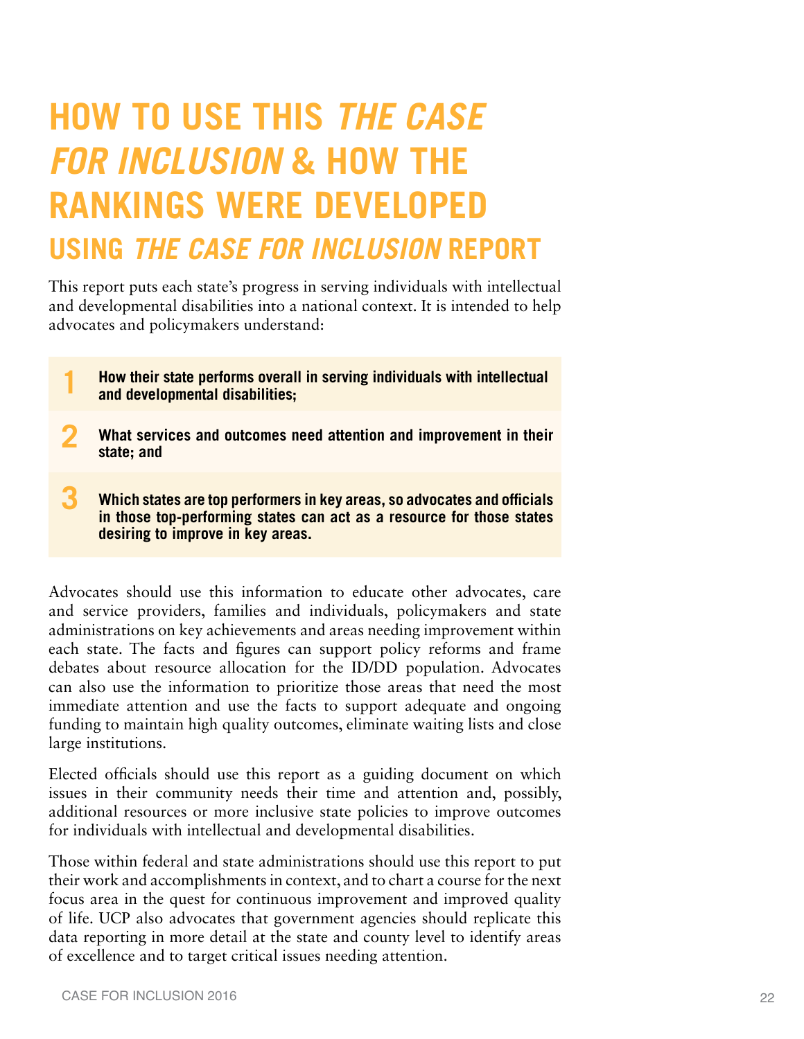# HOW TO USE THIS *THE CASE FOR INCLUSION* & HOW THE RANKINGS WERE DEVELOPED

## USING *THE CASE FOR INCLUSION* REPORT

This report puts each state's progress in serving individuals with intellectual and developmental disabilities into a national context. It is intended to help advocates and policymakers understand:

1. **How their state performs overall in serving individuals with intellectual and developmental disabilities;**
2. **What services and outcomes need attention and improvement in their state; and**
3. **Which states are top performers in key areas, so advocates and officials in those top-performing states can act as a resource for those states desiring to improve in key areas.**

Advocates should use this information to educate other advocates, care and service providers, families and individuals, policymakers and state administrations on key achievements and areas needing improvement within each state. The facts and figures can support policy reforms and frame debates about resource allocation for the ID/DD population. Advocates can also use the information to prioritize those areas that need the most immediate attention and use the facts to support adequate and ongoing funding to maintain high quality outcomes, eliminate waiting lists and close large institutions.

Elected officials should use this report as a guiding document on which issues in their community needs their time and attention and, possibly, additional resources or more inclusive state policies to improve outcomes for individuals with intellectual and developmental disabilities.

Those within federal and state administrations should use this report to put their work and accomplishments in context, and to chart a course for the next focus area in the quest for continuous improvement and improved quality of life. UCP also advocates that government agencies should replicate this data reporting in more detail at the state and county level to identify areas of excellence and to target critical issues needing attention.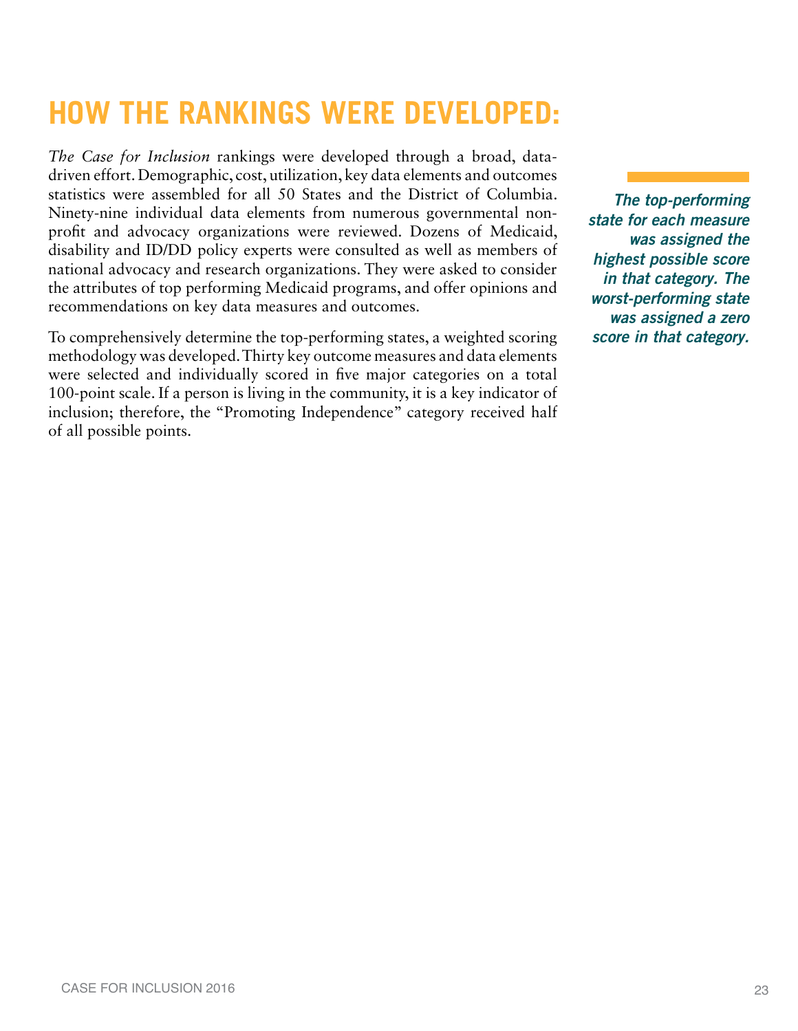# HOW THE RANKINGS WERE DEVELOPED:

*The Case for Inclusion* rankings were developed through a broad, data-driven effort. Demographic, cost, utilization, key data elements and outcomes statistics were assembled for all 50 States and the District of Columbia. Ninety-nine individual data elements from numerous governmental non-profit and advocacy organizations were reviewed. Dozens of Medicaid, disability and ID/DD policy experts were consulted as well as members of national advocacy and research organizations. They were asked to consider the attributes of top performing Medicaid programs, and offer opinions and recommendations on key data measures and outcomes.

To comprehensively determine the top-performing states, a weighted scoring methodology was developed. Thirty key outcome measures and data elements were selected and individually scored in five major categories on a total 100-point scale. If a person is living in the community, it is a key indicator of inclusion; therefore, the "Promoting Independence" category received half of all possible points.

***The top-performing state for each measure was assigned the highest possible score in that category. The worst-performing state was assigned a zero score in that category.***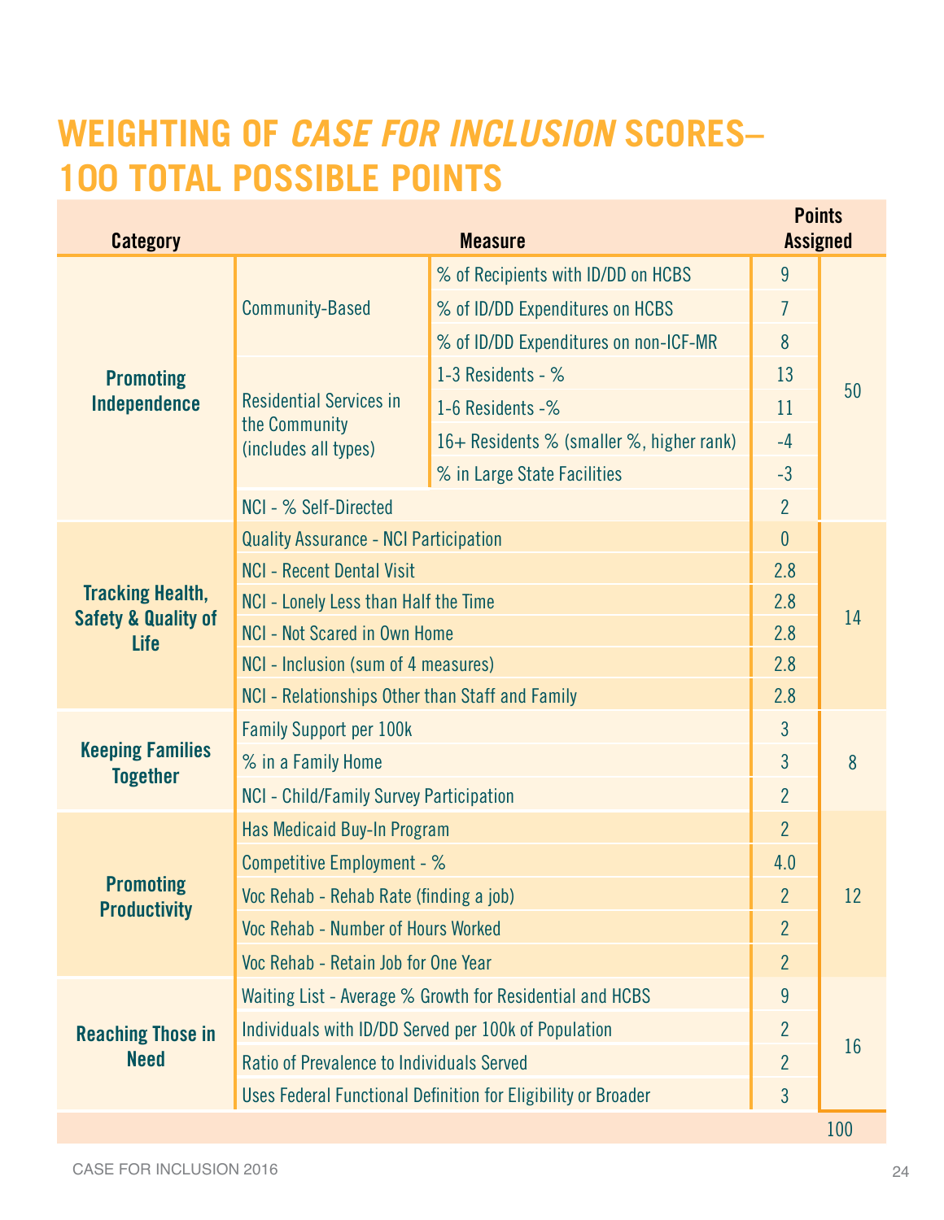# WEIGHTING OF *CASE FOR INCLUSION* SCORES– 100 TOTAL POSSIBLE POINTS

| Category | Measure | | Points Assigned | |
|---|---|---|---|---|
| Promoting Independence | Community-Based | % of Recipients with ID/DD on HCBS | 9 | 50 |
| | | % of ID/DD Expenditures on HCBS | 7 | |
| | | % of ID/DD Expenditures on non-ICF-MR | 8 | |
| | Residential Services in the Community (includes all types) | 1-3 Residents - % | 13 | |
| | | 1-6 Residents -% | 11 | |
| | | 16+ Residents % (smaller %, higher rank) | -4 | |
| | | % in Large State Facilities | -3 | |
| | NCI - % Self-Directed | | 2 | |
| Tracking Health, Safety & Quality of Life | Quality Assurance - NCI Participation | | 0 | 14 |
| | NCI - Recent Dental Visit | | 2.8 | |
| | NCI - Lonely Less than Half the Time | | 2.8 | |
| | NCI - Not Scared in Own Home | | 2.8 | |
| | NCI - Inclusion (sum of 4 measures) | | 2.8 | |
| | NCI - Relationships Other than Staff and Family | | 2.8 | |
| Keeping Families Together | Family Support per 100k | | 3 | 8 |
| | % in a Family Home | | 3 | |
| | NCI - Child/Family Survey Participation | | 2 | |
| Promoting Productivity | Has Medicaid Buy-In Program | | 2 | 12 |
| | Competitive Employment - % | | 4.0 | |
| | Voc Rehab - Rehab Rate (finding a job) | | 2 | |
| | Voc Rehab - Number of Hours Worked | | 2 | |
| | Voc Rehab - Retain Job for One Year | | 2 | |
| Reaching Those in Need | Waiting List - Average % Growth for Residential and HCBS | | 9 | 16 |
| | Individuals with ID/DD Served per 100k of Population | | 2 | |
| | Ratio of Prevalence to Individuals Served | | 2 | |
| | Uses Federal Functional Definition for Eligibility or Broader | | 3 | |
| | | | | 100 |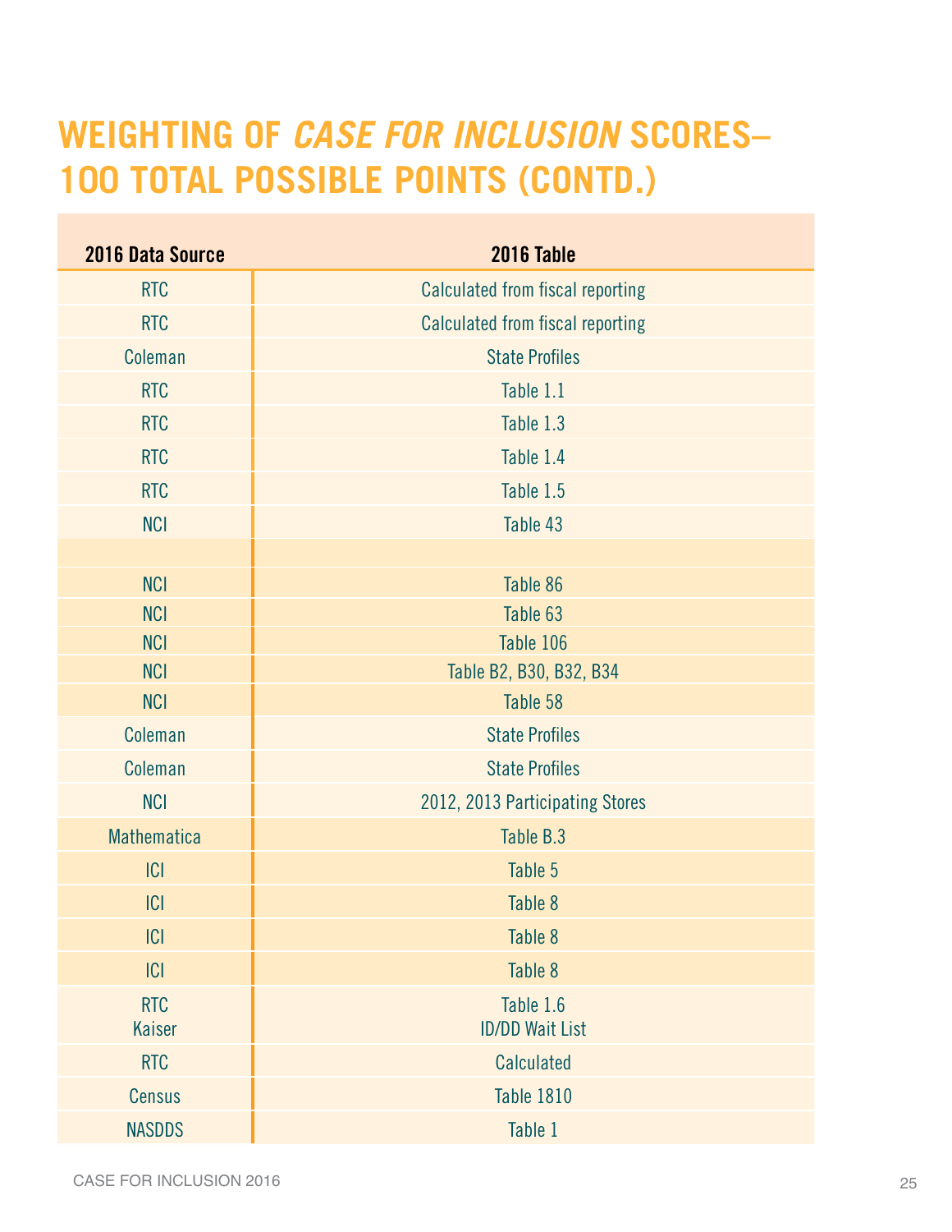# WEIGHTING OF *CASE FOR INCLUSION* SCORES– 100 TOTAL POSSIBLE POINTS (CONTD.)

| 2016 Data Source | 2016 Table |
|---|---|
| RTC | Calculated from fiscal reporting |
| RTC | Calculated from fiscal reporting |
| Coleman | State Profiles |
| RTC | Table 1.1 |
| RTC | Table 1.3 |
| RTC | Table 1.4 |
| RTC | Table 1.5 |
| NCI | Table 43 |
| | |
| NCI | Table 86 |
| NCI | Table 63 |
| NCI | Table 106 |
| NCI | Table B2, B30, B32, B34 |
| NCI | Table 58 |
| Coleman | State Profiles |
| Coleman | State Profiles |
| NCI | 2012, 2013 Participating Stores |
| Mathematica | Table B.3 |
| ICI | Table 5 |
| ICI | Table 8 |
| ICI | Table 8 |
| ICI | Table 8 |
| RTC<br>Kaiser | Table 1.6<br>ID/DD Wait List |
| RTC | Calculated |
| Census | Table 1810 |
| NASDDS | Table 1 |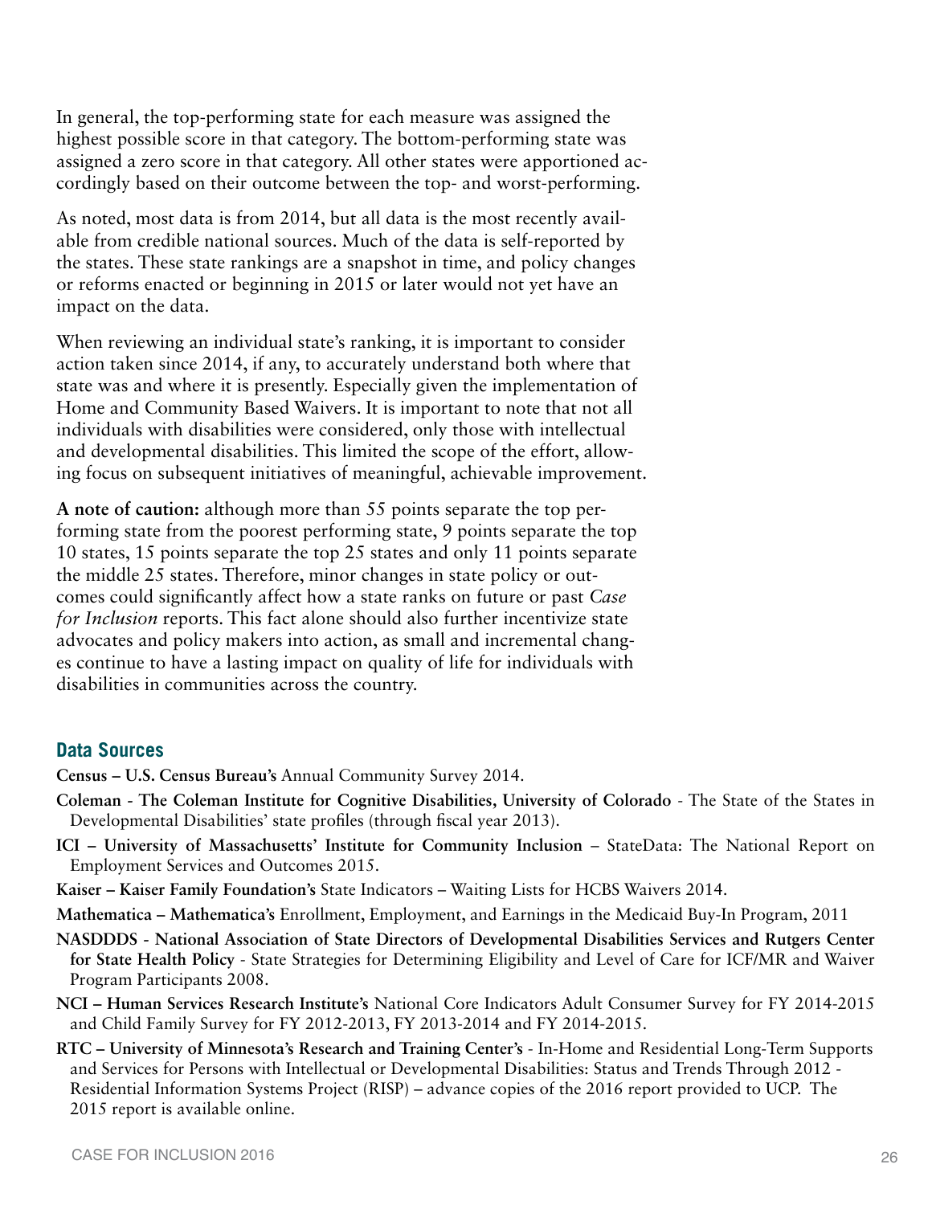In general, the top-performing state for each measure was assigned the highest possible score in that category. The bottom-performing state was assigned a zero score in that category. All other states were apportioned accordingly based on their outcome between the top- and worst-performing.

As noted, most data is from 2014, but all data is the most recently available from credible national sources. Much of the data is self-reported by the states. These state rankings are a snapshot in time, and policy changes or reforms enacted or beginning in 2015 or later would not yet have an impact on the data.

When reviewing an individual state's ranking, it is important to consider action taken since 2014, if any, to accurately understand both where that state was and where it is presently. Especially given the implementation of Home and Community Based Waivers. It is important to note that not all individuals with disabilities were considered, only those with intellectual and developmental disabilities. This limited the scope of the effort, allowing focus on subsequent initiatives of meaningful, achievable improvement.

**A note of caution:** although more than 55 points separate the top performing state from the poorest performing state, 9 points separate the top 10 states, 15 points separate the top 25 states and only 11 points separate the middle 25 states. Therefore, minor changes in state policy or outcomes could significantly affect how a state ranks on future or past *Case for Inclusion* reports. This fact alone should also further incentivize state advocates and policy makers into action, as small and incremental changes continue to have a lasting impact on quality of life for individuals with disabilities in communities across the country.

## Data Sources

**Census – U.S. Census Bureau's** Annual Community Survey 2014.

**Coleman - The Coleman Institute for Cognitive Disabilities, University of Colorado** - The State of the States in Developmental Disabilities' state profiles (through fiscal year 2013).

**ICI – University of Massachusetts' Institute for Community Inclusion** – StateData: The National Report on Employment Services and Outcomes 2015.

**Kaiser – Kaiser Family Foundation's** State Indicators – Waiting Lists for HCBS Waivers 2014.

**Mathematica – Mathematica's** Enrollment, Employment, and Earnings in the Medicaid Buy-In Program, 2011

**NASDDDS - National Association of State Directors of Developmental Disabilities Services and Rutgers Center for State Health Policy** - State Strategies for Determining Eligibility and Level of Care for ICF/MR and Waiver Program Participants 2008.

**NCI – Human Services Research Institute's** National Core Indicators Adult Consumer Survey for FY 2014-2015 and Child Family Survey for FY 2012-2013, FY 2013-2014 and FY 2014-2015.

**RTC – University of Minnesota's Research and Training Center's** - In-Home and Residential Long-Term Supports and Services for Persons with Intellectual or Developmental Disabilities: Status and Trends Through 2012 - Residential Information Systems Project (RISP) – advance copies of the 2016 report provided to UCP. The 2015 report is available online.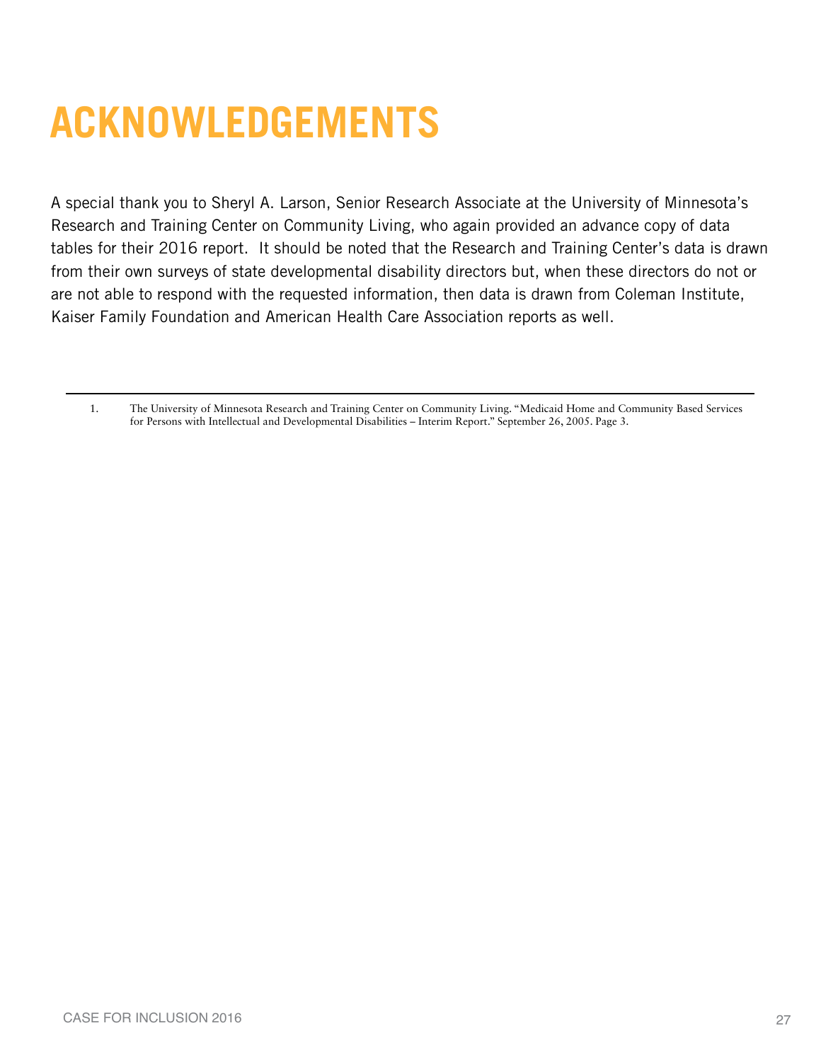# ACKNOWLEDGEMENTS

A special thank you to Sheryl A. Larson, Senior Research Associate at the University of Minnesota's Research and Training Center on Community Living, who again provided an advance copy of data tables for their 2016 report. It should be noted that the Research and Training Center's data is drawn from their own surveys of state developmental disability directors but, when these directors do not or are not able to respond with the requested information, then data is drawn from Coleman Institute, Kaiser Family Foundation and American Health Care Association reports as well.

---

1. The University of Minnesota Research and Training Center on Community Living. "Medicaid Home and Community Based Services for Persons with Intellectual and Developmental Disabilities – Interim Report." September 26, 2005. Page 3.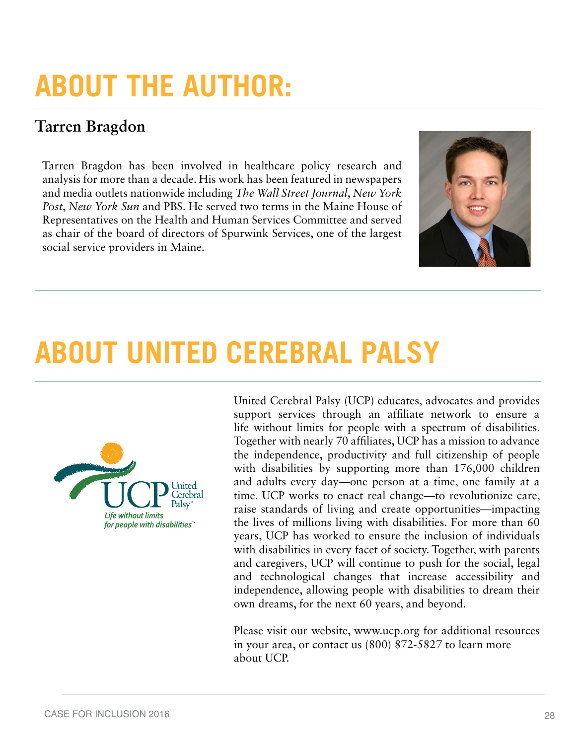# ABOUT THE AUTHOR:

## Tarren Bragdon

Tarren Bragdon has been involved in healthcare policy research and analysis for more than a decade. His work has been featured in newspapers and media outlets nationwide including *The Wall Street Journal*, *New York Post*, *New York Sun* and PBS. He served two terms in the Maine House of Representatives on the Health and Human Services Committee and served as chair of the board of directors of Spurwink Services, one of the largest social service providers in Maine.

# ABOUT UNITED CEREBRAL PALSY

UCP United Cerebral Palsy™

*Life without limits for people with disabilities™*

United Cerebral Palsy (UCP) educates, advocates and provides support services through an affiliate network to ensure a life without limits for people with a spectrum of disabilities. Together with nearly 70 affiliates, UCP has a mission to advance the independence, productivity and full citizenship of people with disabilities by supporting more than 176,000 children and adults every day—one person at a time, one family at a time. UCP works to enact real change—to revolutionize care, raise standards of living and create opportunities—impacting the lives of millions living with disabilities. For more than 60 years, UCP has worked to ensure the inclusion of individuals with disabilities in every facet of society. Together, with parents and caregivers, UCP will continue to push for the social, legal and technological changes that increase accessibility and independence, allowing people with disabilities to dream their own dreams, for the next 60 years, and beyond.

Please visit our website, www.ucp.org for additional resources in your area, or contact us (800) 872-5827 to learn more about UCP.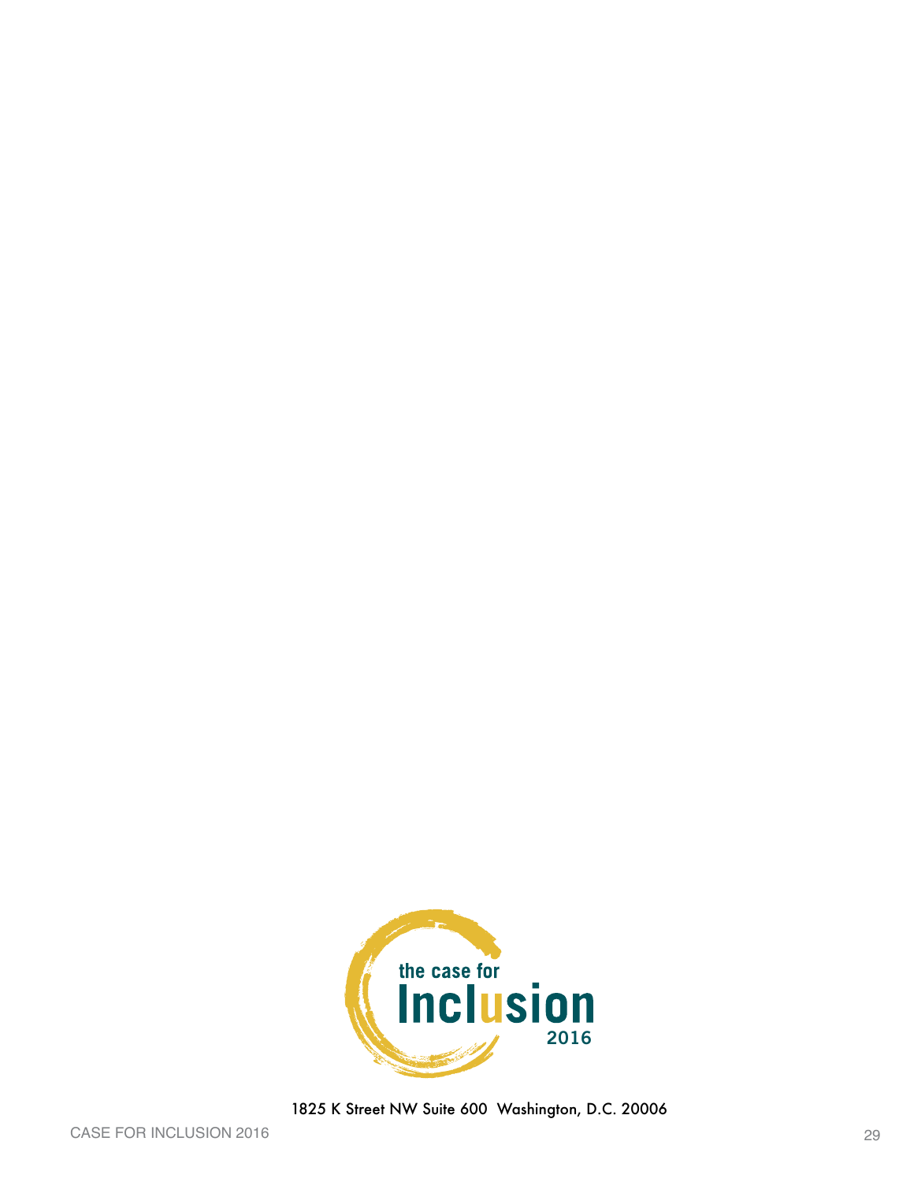the case for

Inclusion

2016

1825 K Street NW Suite 600 Washington, D.C. 20006